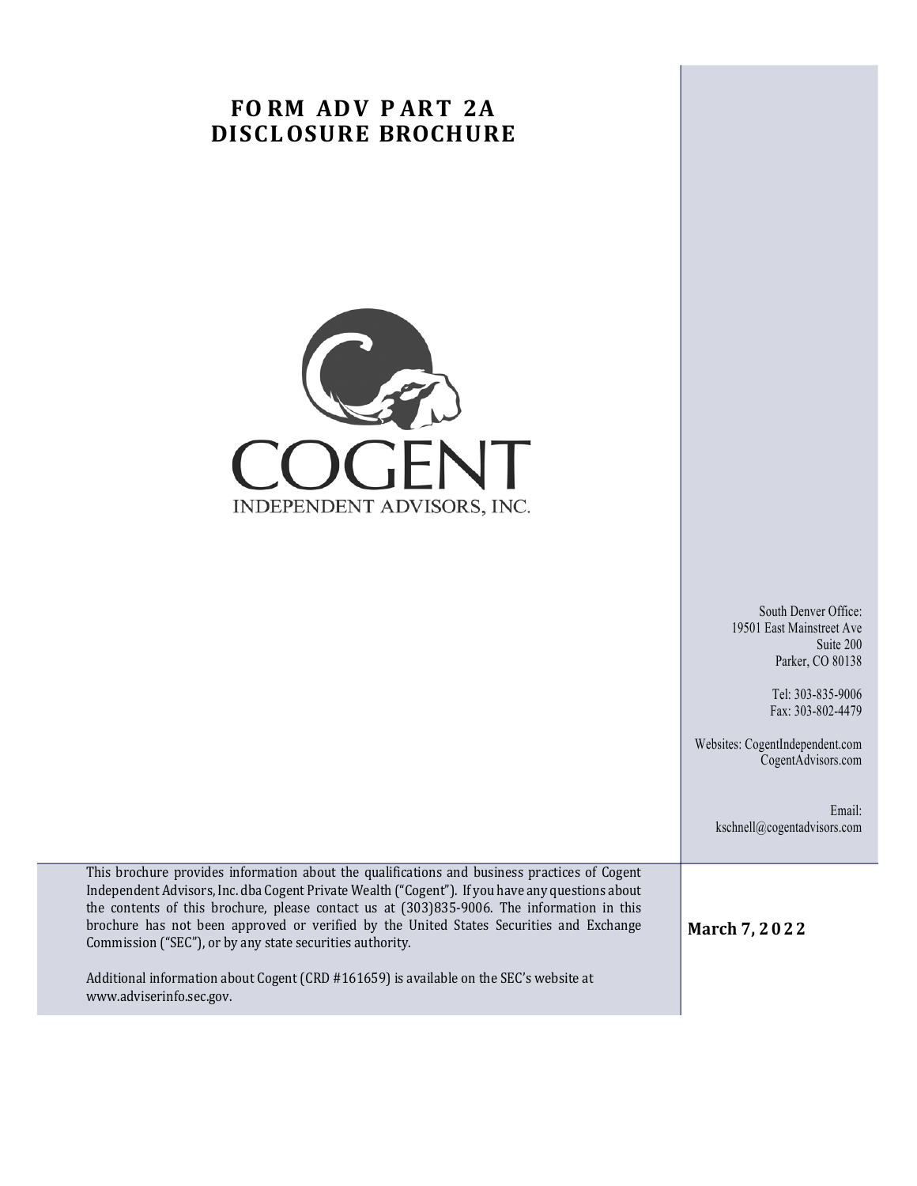# FORM ADV PART 2A DISCLOSURE BROCHURE

COGENT
INDEPENDENT ADVISORS, INC.

South Denver Office:
19501 East Mainstreet Ave
Suite 200
Parker, CO 80138

Tel: 303-835-9006
Fax: 303-802-4479

Websites: CogentIndependent.com
CogentAdvisors.com

Email:
kschnell@cogentadvisors.com

This brochure provides information about the qualifications and business practices of Cogent Independent Advisors, Inc. dba Cogent Private Wealth ("Cogent"). If you have any questions about the contents of this brochure, please contact us at (303)835-9006. The information in this brochure has not been approved or verified by the United States Securities and Exchange Commission ("SEC"), or by any state securities authority.

Additional information about Cogent (CRD #161659) is available on the SEC's website at www.adviserinfo.sec.gov.

**March 7, 2022**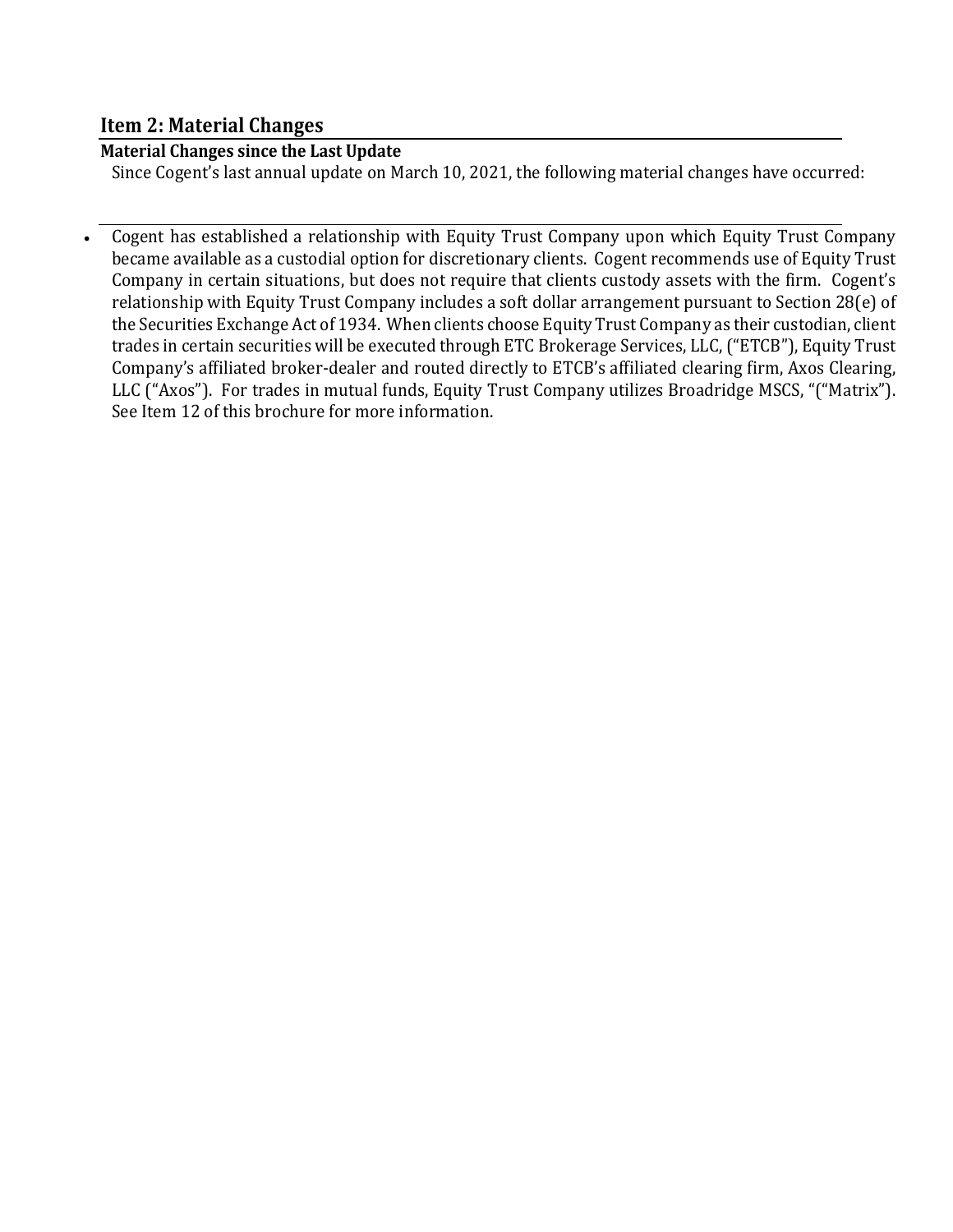## Item 2: Material Changes

### Material Changes since the Last Update

Since Cogent's last annual update on March 10, 2021, the following material changes have occurred:

- Cogent has established a relationship with Equity Trust Company upon which Equity Trust Company became available as a custodial option for discretionary clients. Cogent recommends use of Equity Trust Company in certain situations, but does not require that clients custody assets with the firm. Cogent's relationship with Equity Trust Company includes a soft dollar arrangement pursuant to Section 28(e) of the Securities Exchange Act of 1934. When clients choose Equity Trust Company as their custodian, client trades in certain securities will be executed through ETC Brokerage Services, LLC, ("ETCB"), Equity Trust Company's affiliated broker-dealer and routed directly to ETCB's affiliated clearing firm, Axos Clearing, LLC ("Axos"). For trades in mutual funds, Equity Trust Company utilizes Broadridge MSCS, "("Matrix"). See Item 12 of this brochure for more information.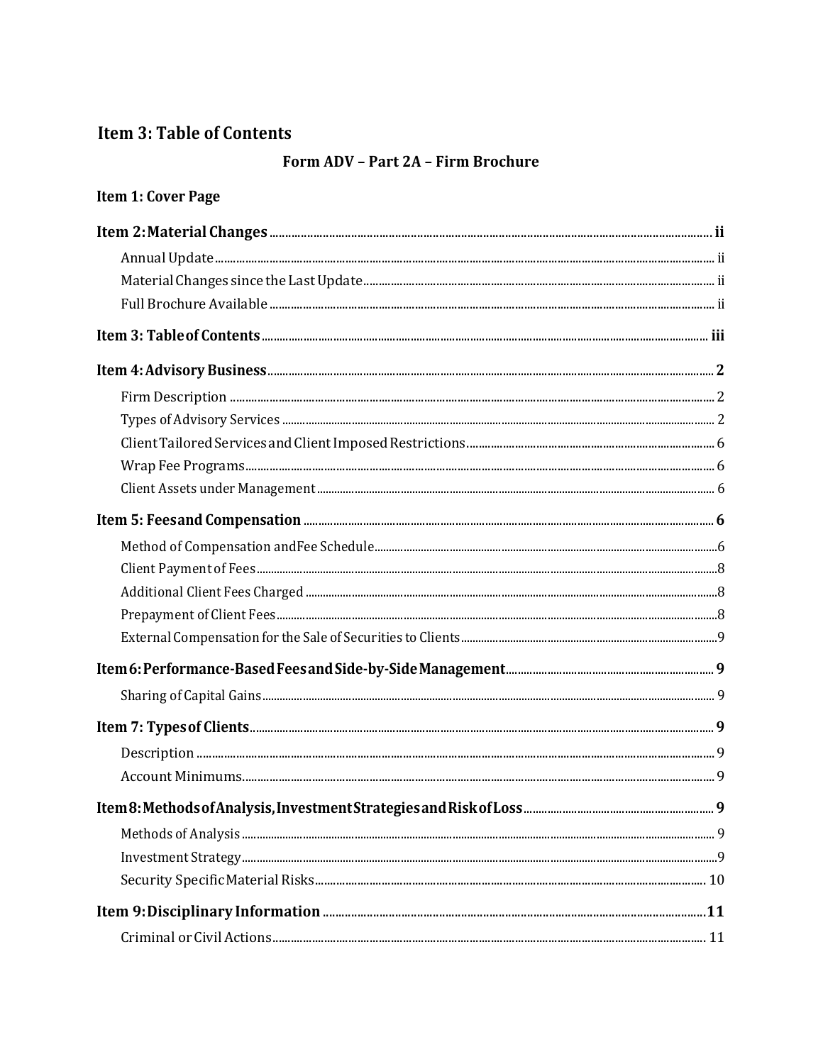## Item 3: Table of Contents

**Form ADV – Part 2A – Firm Brochure**

**Item 1: Cover Page**

**Item 2: Material Changes** ..... **ii**

- Annual Update ..... ii
- Material Changes since the Last Update ..... ii
- Full Brochure Available ..... ii

**Item 3: Table of Contents** ..... **iii**

**Item 4: Advisory Business** ..... **2**

- Firm Description ..... 2
- Types of Advisory Services ..... 2
- Client Tailored Services and Client Imposed Restrictions ..... 6
- Wrap Fee Programs ..... 6
- Client Assets under Management ..... 6

**Item 5: Fees and Compensation** ..... **6**

- Method of Compensation and Fee Schedule ..... 6
- Client Payment of Fees ..... 8
- Additional Client Fees Charged ..... 8
- Prepayment of Client Fees ..... 8
- External Compensation for the Sale of Securities to Clients ..... 9

**Item 6: Performance-Based Fees and Side-by-Side Management** ..... **9**

- Sharing of Capital Gains ..... 9

**Item 7: Types of Clients** ..... **9**

- Description ..... 9
- Account Minimums ..... 9

**Item 8: Methods of Analysis, Investment Strategies and Risk of Loss** ..... **9**

- Methods of Analysis ..... 9
- Investment Strategy ..... 9
- Security Specific Material Risks ..... 10

**Item 9: Disciplinary Information** ..... **11**

- Criminal or Civil Actions ..... 11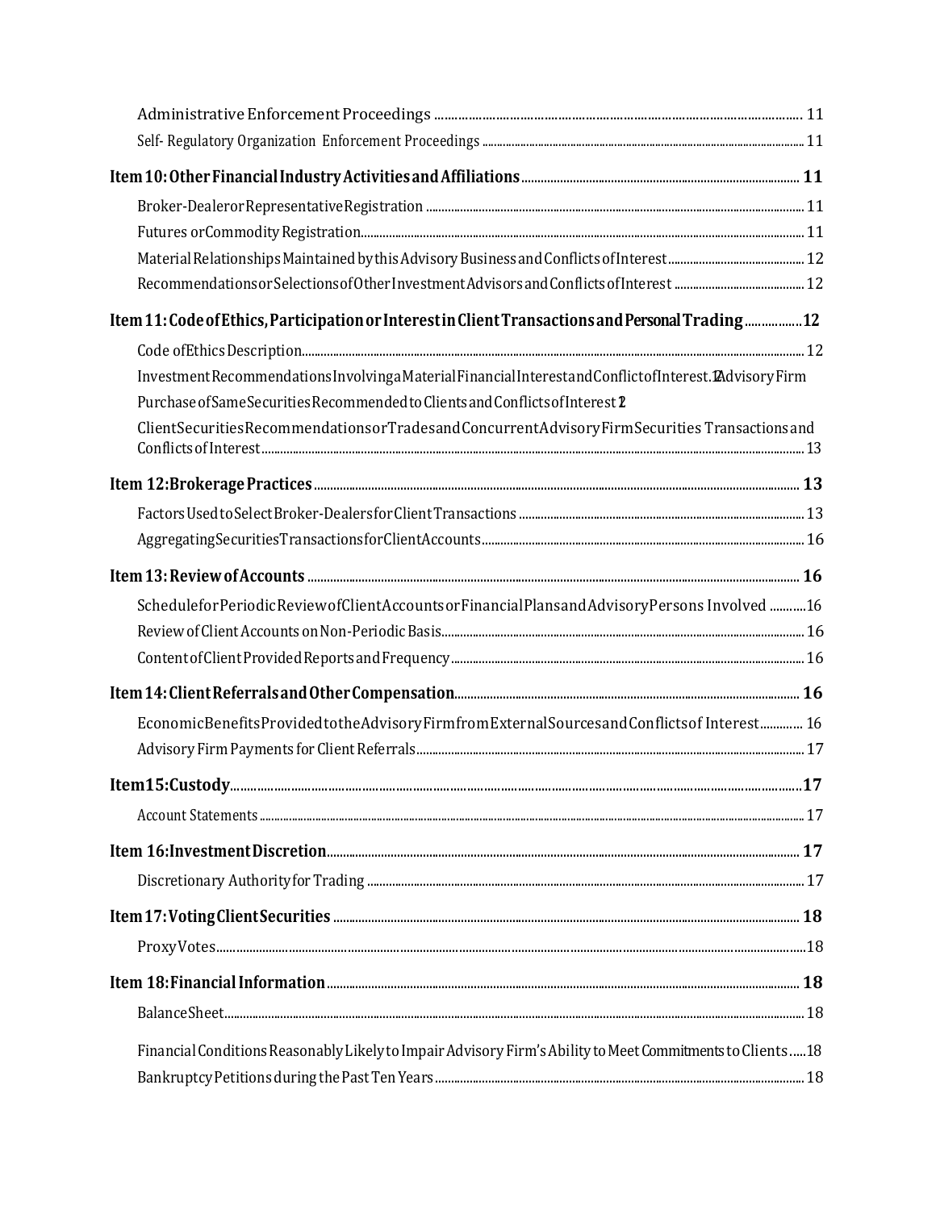Administrative Enforcement Proceedings ............................................................ 11

Self- Regulatory Organization Enforcement Proceedings ............................................................ 11

**Item 10: Other Financial Industry Activities and Affiliations ............................................................ 11**

Broker-Dealer or Representative Registration ............................................................ 11

Futures or Commodity Registration ............................................................ 11

Material Relationships Maintained by this Advisory Business and Conflicts of Interest ............................................................ 12

Recommendations or Selections of Other Investment Advisors and Conflicts of Interest ............................................................ 12

**Item 11: Code of Ethics, Participation or Interest in Client Transactions and Personal Trading ............................................................ 12**

Code of Ethics Description ............................................................ 12

Investment Recommendations Involving a Material Financial Interest and Conflict of Interest. 12

Advisory Firm Purchase of Same Securities Recommended to Clients and Conflicts of Interest 12

Client Securities Recommendations or Trades and Concurrent Advisory Firm Securities Transactions and Conflicts of Interest ............................................................ 13

**Item 12: Brokerage Practices ............................................................ 13**

Factors Used to Select Broker-Dealers for Client Transactions ............................................................ 13

Aggregating Securities Transactions for Client Accounts ............................................................ 16

**Item 13: Review of Accounts ............................................................ 16**

Schedule for Periodic Review of Client Accounts or Financial Plans and Advisory Persons Involved ............................................................ 16

Review of Client Accounts on Non-Periodic Basis ............................................................ 16

Content of Client Provided Reports and Frequency ............................................................ 16

**Item 14: Client Referrals and Other Compensation ............................................................ 16**

Economic Benefits Provided to the Advisory Firm from External Sources and Conflicts of Interest ............................................................ 16

Advisory Firm Payments for Client Referrals ............................................................ 17

**Item 15: Custody ............................................................ 17**

Account Statements ............................................................ 17

**Item 16: Investment Discretion ............................................................ 17**

Discretionary Authority for Trading ............................................................ 17

**Item 17: Voting Client Securities ............................................................ 18**

Proxy Votes ............................................................ 18

**Item 18: Financial Information ............................................................ 18**

Balance Sheet ............................................................ 18

Financial Conditions Reasonably Likely to Impair Advisory Firm's Ability to Meet Commitments to Clients ............................................................ 18

Bankruptcy Petitions during the Past Ten Years ............................................................ 18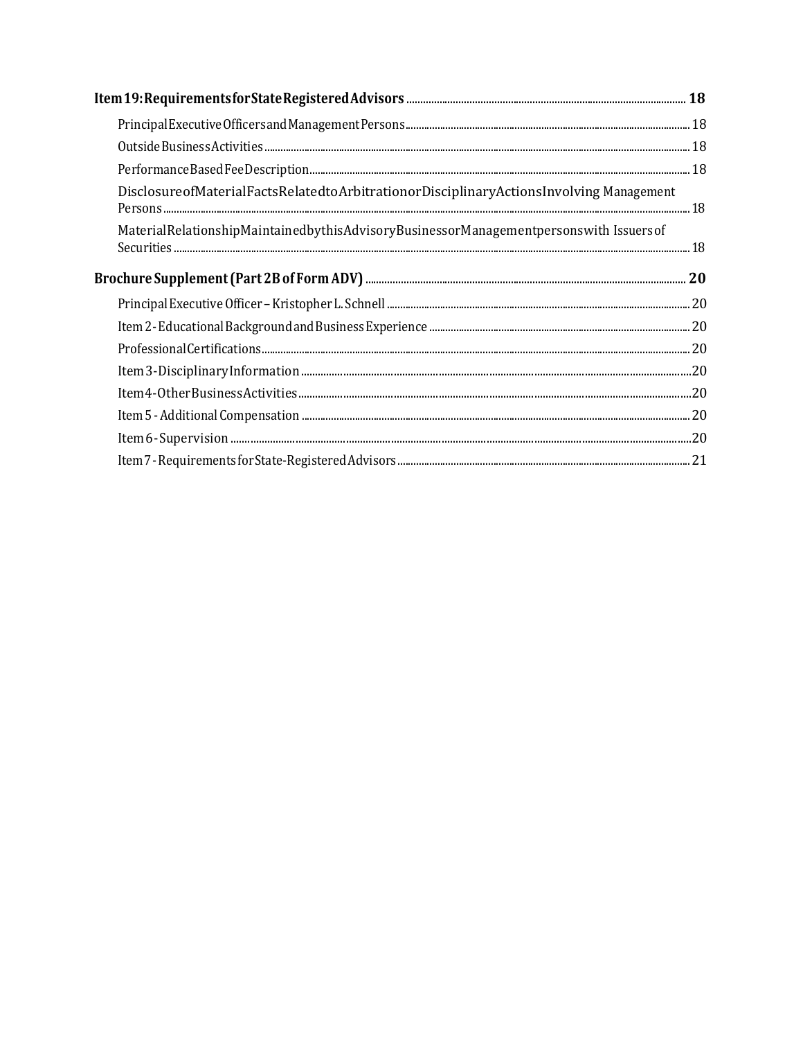**Item 19: Requirements for State Registered Advisors** ..... **18**

- Principal Executive Officers and Management Persons ..... 18
- Outside Business Activities ..... 18
- Performance Based Fee Description ..... 18
- Disclosure of Material Facts Related to Arbitration or Disciplinary Actions Involving Management Persons ..... 18
- Material Relationship Maintained by this Advisory Business or Management persons with Issuers of Securities ..... 18

**Brochure Supplement (Part 2B of Form ADV)** ..... **20**

- Principal Executive Officer – Kristopher L. Schnell ..... 20
- Item 2 - Educational Background and Business Experience ..... 20
- Professional Certifications ..... 20
- Item 3 - Disciplinary Information ..... 20
- Item 4 - Other Business Activities ..... 20
- Item 5 - Additional Compensation ..... 20
- Item 6 - Supervision ..... 20
- Item 7 - Requirements for State-Registered Advisors ..... 21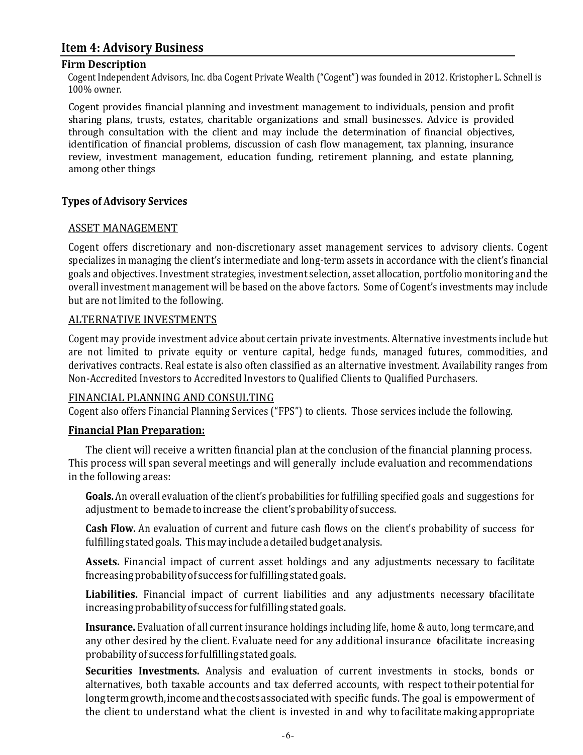## Item 4: Advisory Business

### Firm Description

Cogent Independent Advisors, Inc. dba Cogent Private Wealth ("Cogent") was founded in 2012. Kristopher L. Schnell is 100% owner.

Cogent provides financial planning and investment management to individuals, pension and profit sharing plans, trusts, estates, charitable organizations and small businesses. Advice is provided through consultation with the client and may include the determination of financial objectives, identification of financial problems, discussion of cash flow management, tax planning, insurance review, investment management, education funding, retirement planning, and estate planning, among other things

### Types of Advisory Services

ASSET MANAGEMENT

Cogent offers discretionary and non-discretionary asset management services to advisory clients. Cogent specializes in managing the client's intermediate and long-term assets in accordance with the client's financial goals and objectives. Investment strategies, investment selection, asset allocation, portfolio monitoring and the overall investment management will be based on the above factors. Some of Cogent's investments may include but are not limited to the following.

ALTERNATIVE INVESTMENTS

Cogent may provide investment advice about certain private investments. Alternative investments include but are not limited to private equity or venture capital, hedge funds, managed futures, commodities, and derivatives contracts. Real estate is also often classified as an alternative investment. Availability ranges from Non-Accredited Investors to Accredited Investors to Qualified Clients to Qualified Purchasers.

FINANCIAL PLANNING AND CONSULTING

Cogent also offers Financial Planning Services ("FPS") to clients. Those services include the following.

**Financial Plan Preparation:**

The client will receive a written financial plan at the conclusion of the financial planning process. This process will span several meetings and will generally include evaluation and recommendations in the following areas:

**Goals.** An overall evaluation of the client's probabilities for fulfilling specified goals and suggestions for adjustment to be made to increase the client's probability of success.

**Cash Flow.** An evaluation of current and future cash flows on the client's probability of success for fulfilling stated goals. This may include a detailed budget analysis.

**Assets.** Financial impact of current asset holdings and any adjustments necessary to facilitate increasing probability of success for fulfilling stated goals.

**Liabilities.** Financial impact of current liabilities and any adjustments necessary to facilitate increasing probability of success for fulfilling stated goals.

**Insurance.** Evaluation of all current insurance holdings including life, home & auto, long term care, and any other desired by the client. Evaluate need for any additional insurance to facilitate increasing probability of success for fulfilling stated goals.

**Securities Investments.** Analysis and evaluation of current investments in stocks, bonds or alternatives, both taxable accounts and tax deferred accounts, with respect to their potential for long term growth, income and the costs associated with specific funds. The goal is empowerment of the client to understand what the client is invested in and why to facilitate making appropriate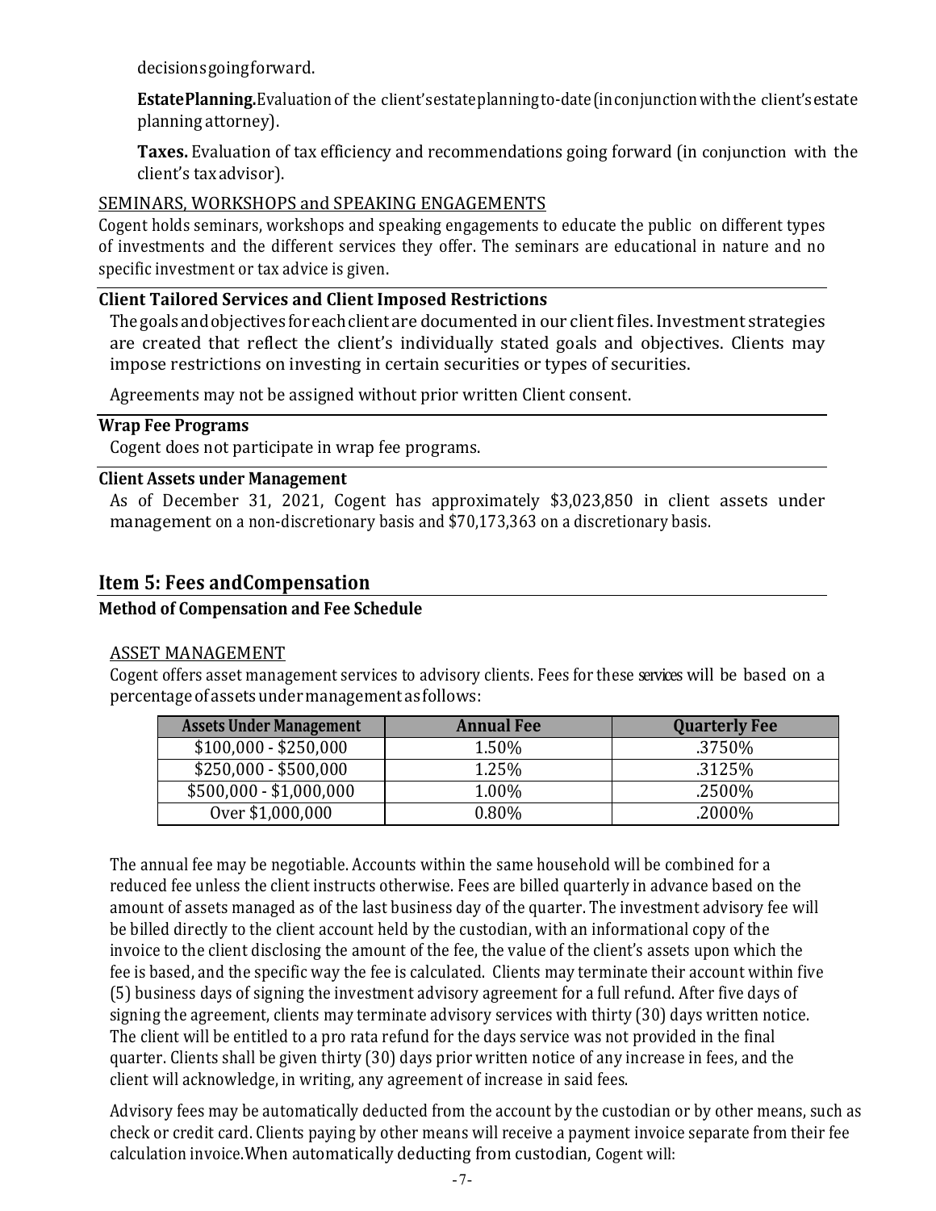decisions going forward.

**Estate Planning.** Evaluation of the client's estate planning to-date (in conjunction with the client's estate planning attorney).

**Taxes.** Evaluation of tax efficiency and recommendations going forward (in conjunction with the client's tax advisor).

SEMINARS, WORKSHOPS and SPEAKING ENGAGEMENTS

Cogent holds seminars, workshops and speaking engagements to educate the public on different types of investments and the different services they offer. The seminars are educational in nature and no specific investment or tax advice is given.

### Client Tailored Services and Client Imposed Restrictions

The goals and objectives for each client are documented in our client files. Investment strategies are created that reflect the client's individually stated goals and objectives. Clients may impose restrictions on investing in certain securities or types of securities.

Agreements may not be assigned without prior written Client consent.

### Wrap Fee Programs

Cogent does not participate in wrap fee programs.

### Client Assets under Management

As of December 31, 2021, Cogent has approximately $3,023,850 in client assets under management on a non-discretionary basis and $70,173,363 on a discretionary basis.

## Item 5: Fees and Compensation

### Method of Compensation and Fee Schedule

ASSET MANAGEMENT

Cogent offers asset management services to advisory clients. Fees for these services will be based on a percentage of assets under management as follows:

| Assets Under Management | Annual Fee | Quarterly Fee |
|---|---|---|
| $100,000 - $250,000 | 1.50% | .3750% |
| $250,000 - $500,000 | 1.25% | .3125% |
| $500,000 - $1,000,000 | 1.00% | .2500% |
| Over $1,000,000 | 0.80% | .2000% |

The annual fee may be negotiable. Accounts within the same household will be combined for a reduced fee unless the client instructs otherwise. Fees are billed quarterly in advance based on the amount of assets managed as of the last business day of the quarter. The investment advisory fee will be billed directly to the client account held by the custodian, with an informational copy of the invoice to the client disclosing the amount of the fee, the value of the client's assets upon which the fee is based, and the specific way the fee is calculated. Clients may terminate their account within five (5) business days of signing the investment advisory agreement for a full refund. After five days of signing the agreement, clients may terminate advisory services with thirty (30) days written notice. The client will be entitled to a pro rata refund for the days service was not provided in the final quarter. Clients shall be given thirty (30) days prior written notice of any increase in fees, and the client will acknowledge, in writing, any agreement of increase in said fees.

Advisory fees may be automatically deducted from the account by the custodian or by other means, such as check or credit card. Clients paying by other means will receive a payment invoice separate from their fee calculation invoice. When automatically deducting from custodian, Cogent will: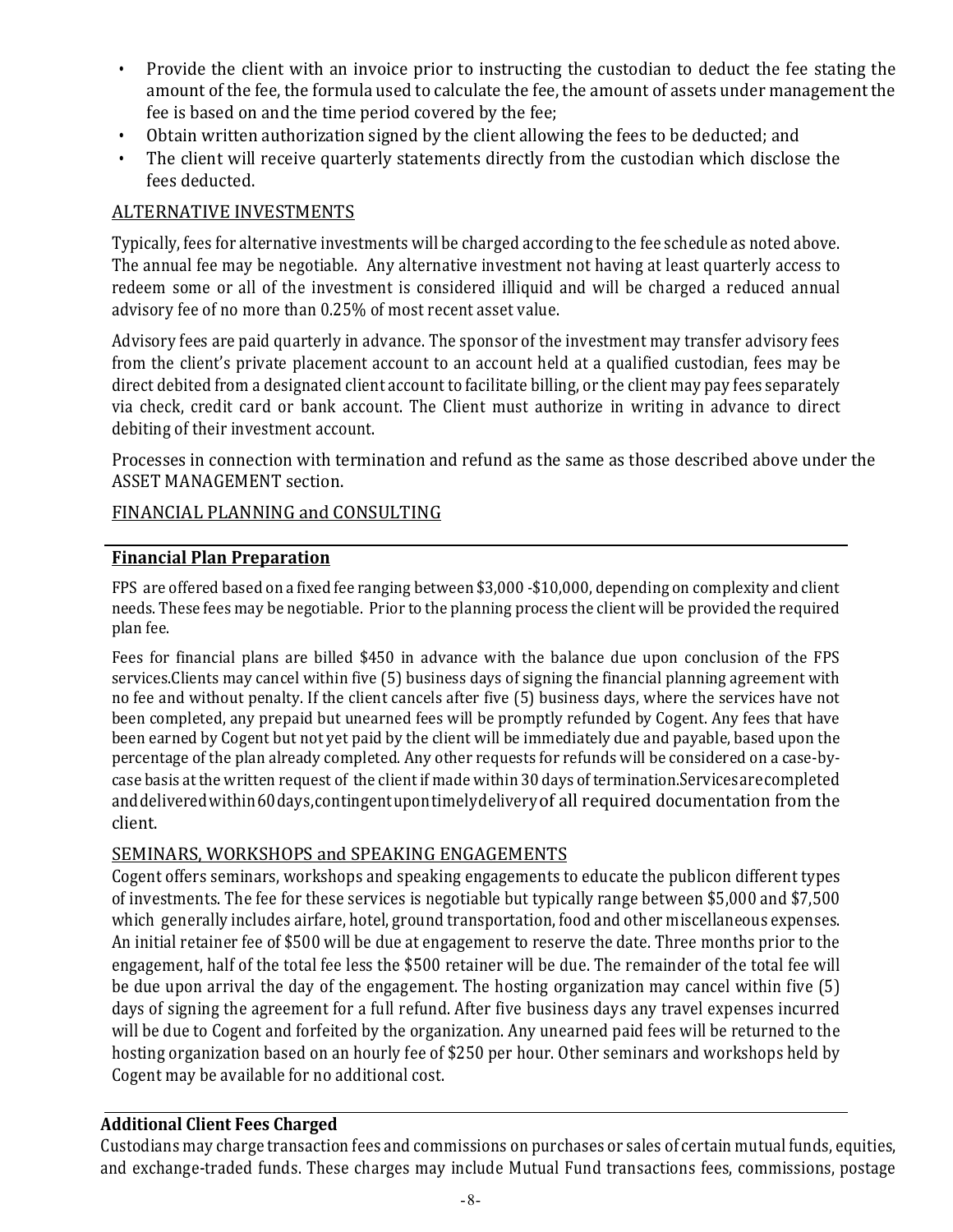- Provide the client with an invoice prior to instructing the custodian to deduct the fee stating the amount of the fee, the formula used to calculate the fee, the amount of assets under management the fee is based on and the time period covered by the fee;
- Obtain written authorization signed by the client allowing the fees to be deducted; and
- The client will receive quarterly statements directly from the custodian which disclose the fees deducted.

ALTERNATIVE INVESTMENTS

Typically, fees for alternative investments will be charged according to the fee schedule as noted above. The annual fee may be negotiable. Any alternative investment not having at least quarterly access to redeem some or all of the investment is considered illiquid and will be charged a reduced annual advisory fee of no more than 0.25% of most recent asset value.

Advisory fees are paid quarterly in advance. The sponsor of the investment may transfer advisory fees from the client's private placement account to an account held at a qualified custodian, fees may be direct debited from a designated client account to facilitate billing, or the client may pay fees separately via check, credit card or bank account. The Client must authorize in writing in advance to direct debiting of their investment account.

Processes in connection with termination and refund as the same as those described above under the ASSET MANAGEMENT section.

FINANCIAL PLANNING and CONSULTING

**Financial Plan Preparation**

FPS are offered based on a fixed fee ranging between $3,000 -$10,000, depending on complexity and client needs. These fees may be negotiable. Prior to the planning process the client will be provided the required plan fee.

Fees for financial plans are billed $450 in advance with the balance due upon conclusion of the FPS services.Clients may cancel within five (5) business days of signing the financial planning agreement with no fee and without penalty. If the client cancels after five (5) business days, where the services have not been completed, any prepaid but unearned fees will be promptly refunded by Cogent. Any fees that have been earned by Cogent but not yet paid by the client will be immediately due and payable, based upon the percentage of the plan already completed. Any other requests for refunds will be considered on a case-by-case basis at the written request of the client if made within 30 days of termination.Servicesarecompleted anddeliveredwithin60days,contingentupontimelydeliveryof all required documentation from the client.

SEMINARS, WORKSHOPS and SPEAKING ENGAGEMENTS

Cogent offers seminars, workshops and speaking engagements to educate the publicon different types of investments. The fee for these services is negotiable but typically range between $5,000 and $7,500 which generally includes airfare, hotel, ground transportation, food and other miscellaneous expenses. An initial retainer fee of $500 will be due at engagement to reserve the date. Three months prior to the engagement, half of the total fee less the $500 retainer will be due. The remainder of the total fee will be due upon arrival the day of the engagement. The hosting organization may cancel within five (5) days of signing the agreement for a full refund. After five business days any travel expenses incurred will be due to Cogent and forfeited by the organization. Any unearned paid fees will be returned to the hosting organization based on an hourly fee of $250 per hour. Other seminars and workshops held by Cogent may be available for no additional cost.

**Additional Client Fees Charged**

Custodians may charge transaction fees and commissions on purchases or sales of certain mutual funds, equities, and exchange-traded funds. These charges may include Mutual Fund transactions fees, commissions, postage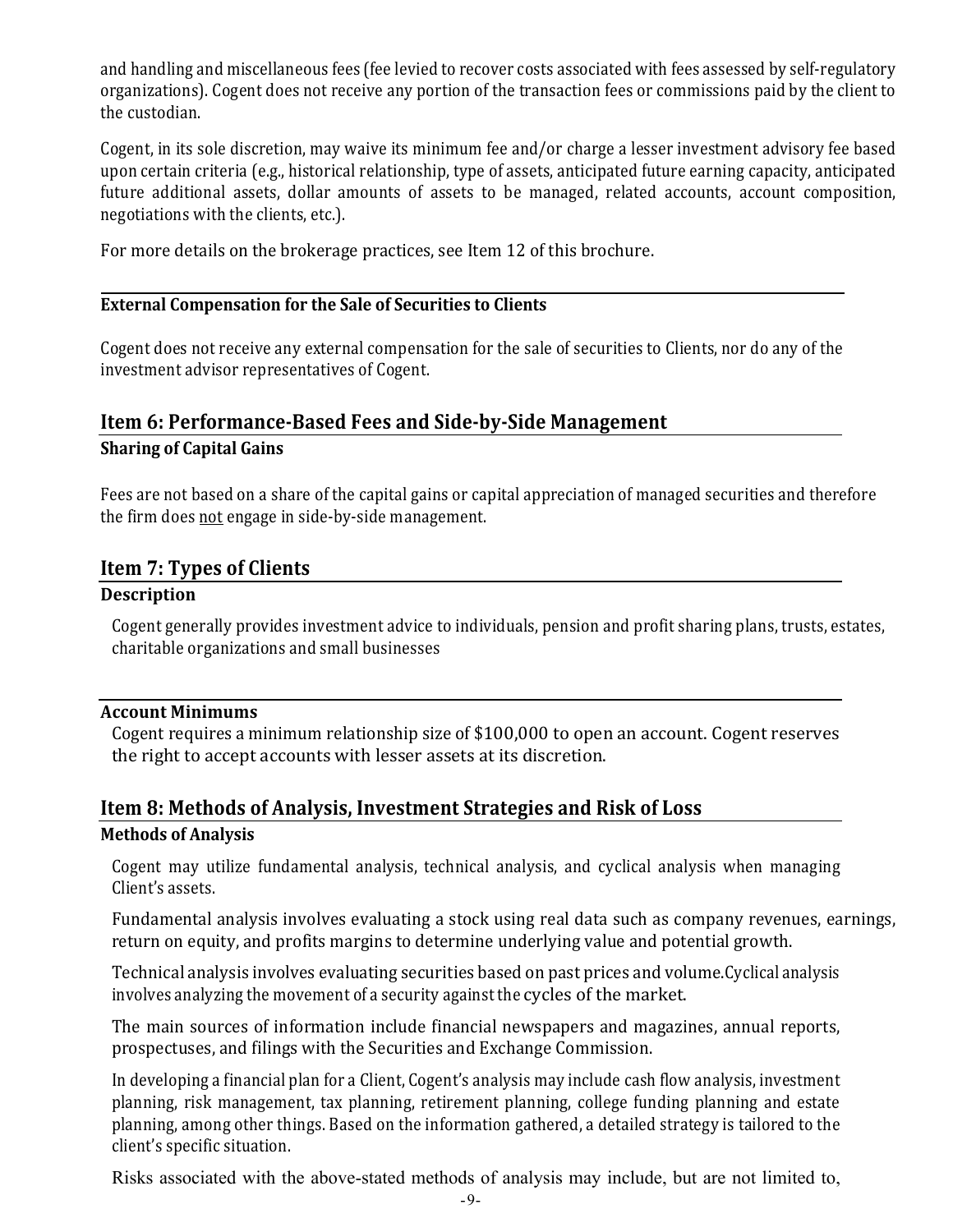and handling and miscellaneous fees (fee levied to recover costs associated with fees assessed by self-regulatory organizations). Cogent does not receive any portion of the transaction fees or commissions paid by the client to the custodian.

Cogent, in its sole discretion, may waive its minimum fee and/or charge a lesser investment advisory fee based upon certain criteria (e.g., historical relationship, type of assets, anticipated future earning capacity, anticipated future additional assets, dollar amounts of assets to be managed, related accounts, account composition, negotiations with the clients, etc.).

For more details on the brokerage practices, see Item 12 of this brochure.

### External Compensation for the Sale of Securities to Clients

Cogent does not receive any external compensation for the sale of securities to Clients, nor do any of the investment advisor representatives of Cogent.

## Item 6: Performance-Based Fees and Side-by-Side Management

### Sharing of Capital Gains

Fees are not based on a share of the capital gains or capital appreciation of managed securities and therefore the firm does not engage in side-by-side management.

## Item 7: Types of Clients

### Description

Cogent generally provides investment advice to individuals, pension and profit sharing plans, trusts, estates, charitable organizations and small businesses

### Account Minimums

Cogent requires a minimum relationship size of $100,000 to open an account. Cogent reserves the right to accept accounts with lesser assets at its discretion.

## Item 8: Methods of Analysis, Investment Strategies and Risk of Loss

### Methods of Analysis

Cogent may utilize fundamental analysis, technical analysis, and cyclical analysis when managing Client's assets.

Fundamental analysis involves evaluating a stock using real data such as company revenues, earnings, return on equity, and profits margins to determine underlying value and potential growth.

Technical analysis involves evaluating securities based on past prices and volume.Cyclical analysis involves analyzing the movement of a security against the cycles of the market.

The main sources of information include financial newspapers and magazines, annual reports, prospectuses, and filings with the Securities and Exchange Commission.

In developing a financial plan for a Client, Cogent's analysis may include cash flow analysis, investment planning, risk management, tax planning, retirement planning, college funding planning and estate planning, among other things. Based on the information gathered, a detailed strategy is tailored to the client's specific situation.

Risks associated with the above-stated methods of analysis may include, but are not limited to,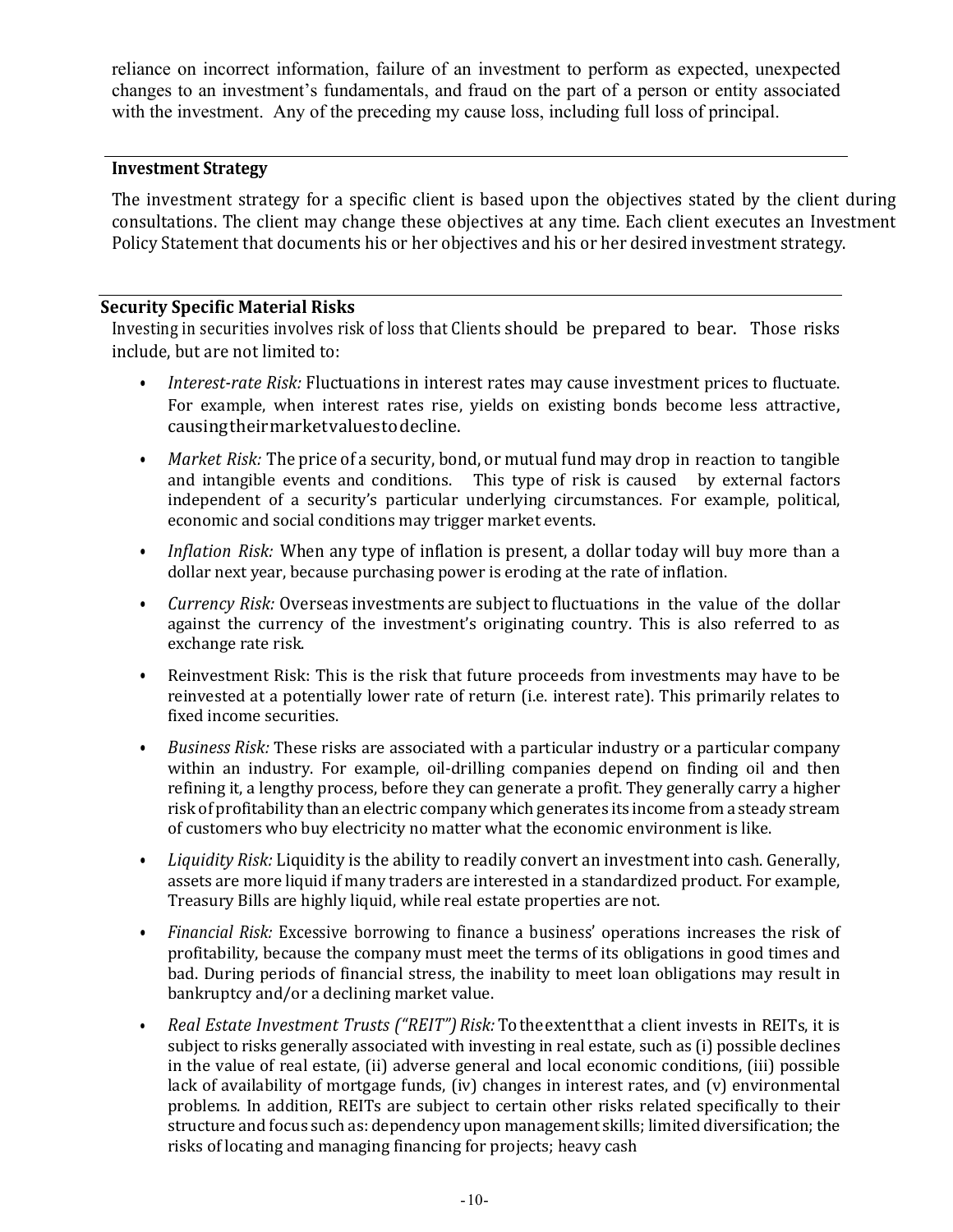reliance on incorrect information, failure of an investment to perform as expected, unexpected changes to an investment's fundamentals, and fraud on the part of a person or entity associated with the investment. Any of the preceding my cause loss, including full loss of principal.

### Investment Strategy

The investment strategy for a specific client is based upon the objectives stated by the client during consultations. The client may change these objectives at any time. Each client executes an Investment Policy Statement that documents his or her objectives and his or her desired investment strategy.

### Security Specific Material Risks

Investing in securities involves risk of loss that Clients should be prepared to bear. Those risks include, but are not limited to:

- *Interest-rate Risk:* Fluctuations in interest rates may cause investment prices to fluctuate. For example, when interest rates rise, yields on existing bonds become less attractive, causing their market values to decline.
- *Market Risk:* The price of a security, bond, or mutual fund may drop in reaction to tangible and intangible events and conditions. This type of risk is caused by external factors independent of a security's particular underlying circumstances. For example, political, economic and social conditions may trigger market events.
- *Inflation Risk:* When any type of inflation is present, a dollar today will buy more than a dollar next year, because purchasing power is eroding at the rate of inflation.
- *Currency Risk:* Overseas investments are subject to fluctuations in the value of the dollar against the currency of the investment's originating country. This is also referred to as exchange rate risk.
- Reinvestment Risk: This is the risk that future proceeds from investments may have to be reinvested at a potentially lower rate of return (i.e. interest rate). This primarily relates to fixed income securities.
- *Business Risk:* These risks are associated with a particular industry or a particular company within an industry. For example, oil-drilling companies depend on finding oil and then refining it, a lengthy process, before they can generate a profit. They generally carry a higher risk of profitability than an electric company which generates its income from a steady stream of customers who buy electricity no matter what the economic environment is like.
- *Liquidity Risk:* Liquidity is the ability to readily convert an investment into cash. Generally, assets are more liquid if many traders are interested in a standardized product. For example, Treasury Bills are highly liquid, while real estate properties are not.
- *Financial Risk:* Excessive borrowing to finance a business' operations increases the risk of profitability, because the company must meet the terms of its obligations in good times and bad. During periods of financial stress, the inability to meet loan obligations may result in bankruptcy and/or a declining market value.
- *Real Estate Investment Trusts ("REIT") Risk:* To the extent that a client invests in REITs, it is subject to risks generally associated with investing in real estate, such as (i) possible declines in the value of real estate, (ii) adverse general and local economic conditions, (iii) possible lack of availability of mortgage funds, (iv) changes in interest rates, and (v) environmental problems. In addition, REITs are subject to certain other risks related specifically to their structure and focus such as: dependency upon management skills; limited diversification; the risks of locating and managing financing for projects; heavy cash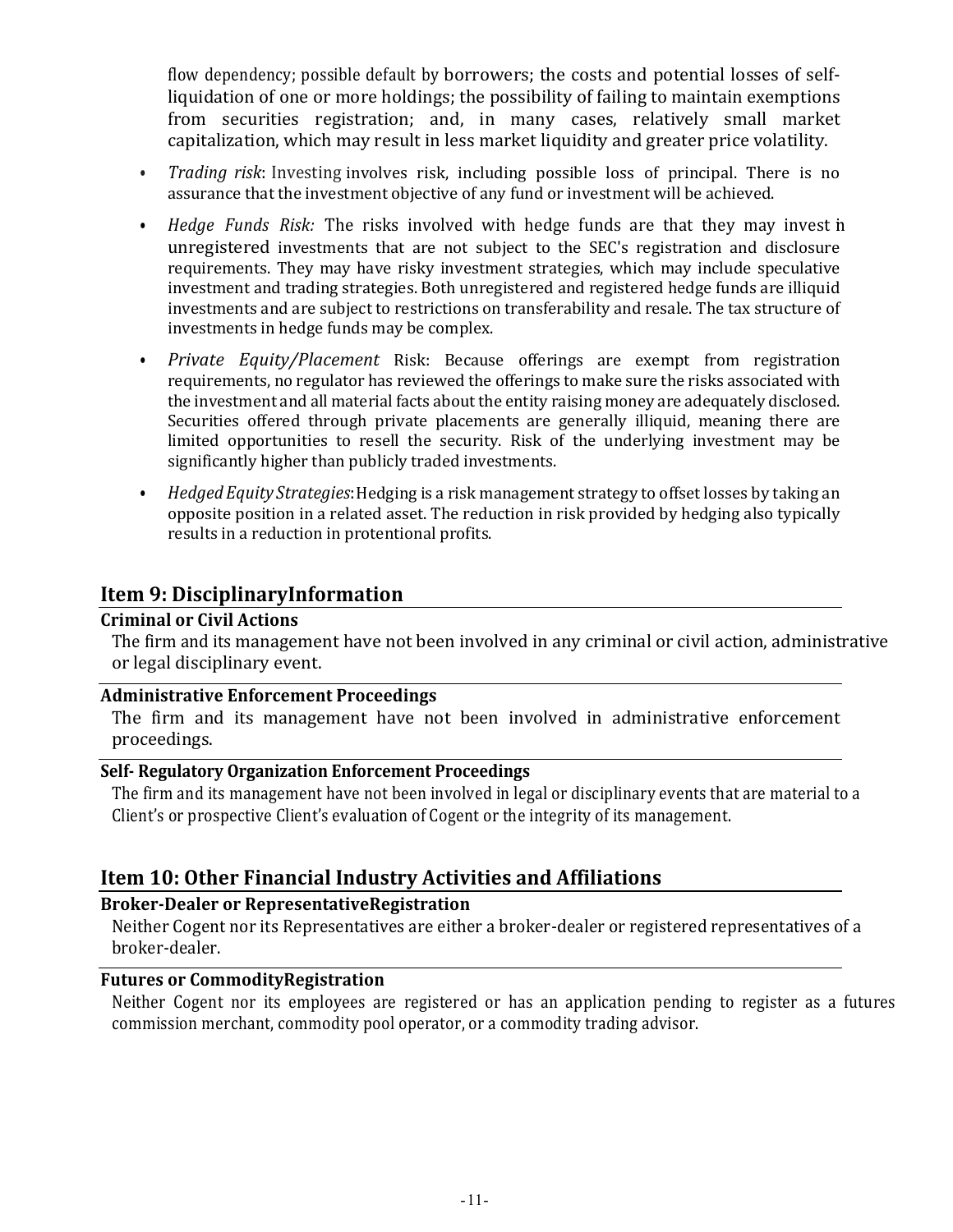flow dependency; possible default by borrowers; the costs and potential losses of self-liquidation of one or more holdings; the possibility of failing to maintain exemptions from securities registration; and, in many cases, relatively small market capitalization, which may result in less market liquidity and greater price volatility.

- *Trading risk*: Investing involves risk, including possible loss of principal. There is no assurance that the investment objective of any fund or investment will be achieved.
- *Hedge Funds Risk:* The risks involved with hedge funds are that they may invest in unregistered investments that are not subject to the SEC's registration and disclosure requirements. They may have risky investment strategies, which may include speculative investment and trading strategies. Both unregistered and registered hedge funds are illiquid investments and are subject to restrictions on transferability and resale. The tax structure of investments in hedge funds may be complex.
- *Private Equity/Placement* Risk: Because offerings are exempt from registration requirements, no regulator has reviewed the offerings to make sure the risks associated with the investment and all material facts about the entity raising money are adequately disclosed. Securities offered through private placements are generally illiquid, meaning there are limited opportunities to resell the security. Risk of the underlying investment may be significantly higher than publicly traded investments.
- *Hedged Equity Strategies*: Hedging is a risk management strategy to offset losses by taking an opposite position in a related asset. The reduction in risk provided by hedging also typically results in a reduction in protentional profits.

## Item 9: DisciplinaryInformation

### Criminal or Civil Actions

The firm and its management have not been involved in any criminal or civil action, administrative or legal disciplinary event.

### Administrative Enforcement Proceedings

The firm and its management have not been involved in administrative enforcement proceedings.

### Self- Regulatory Organization Enforcement Proceedings

The firm and its management have not been involved in legal or disciplinary events that are material to a Client's or prospective Client's evaluation of Cogent or the integrity of its management.

## Item 10: Other Financial Industry Activities and Affiliations

### Broker-Dealer or RepresentativeRegistration

Neither Cogent nor its Representatives are either a broker-dealer or registered representatives of a broker-dealer.

### Futures or CommodityRegistration

Neither Cogent nor its employees are registered or has an application pending to register as a futures commission merchant, commodity pool operator, or a commodity trading advisor.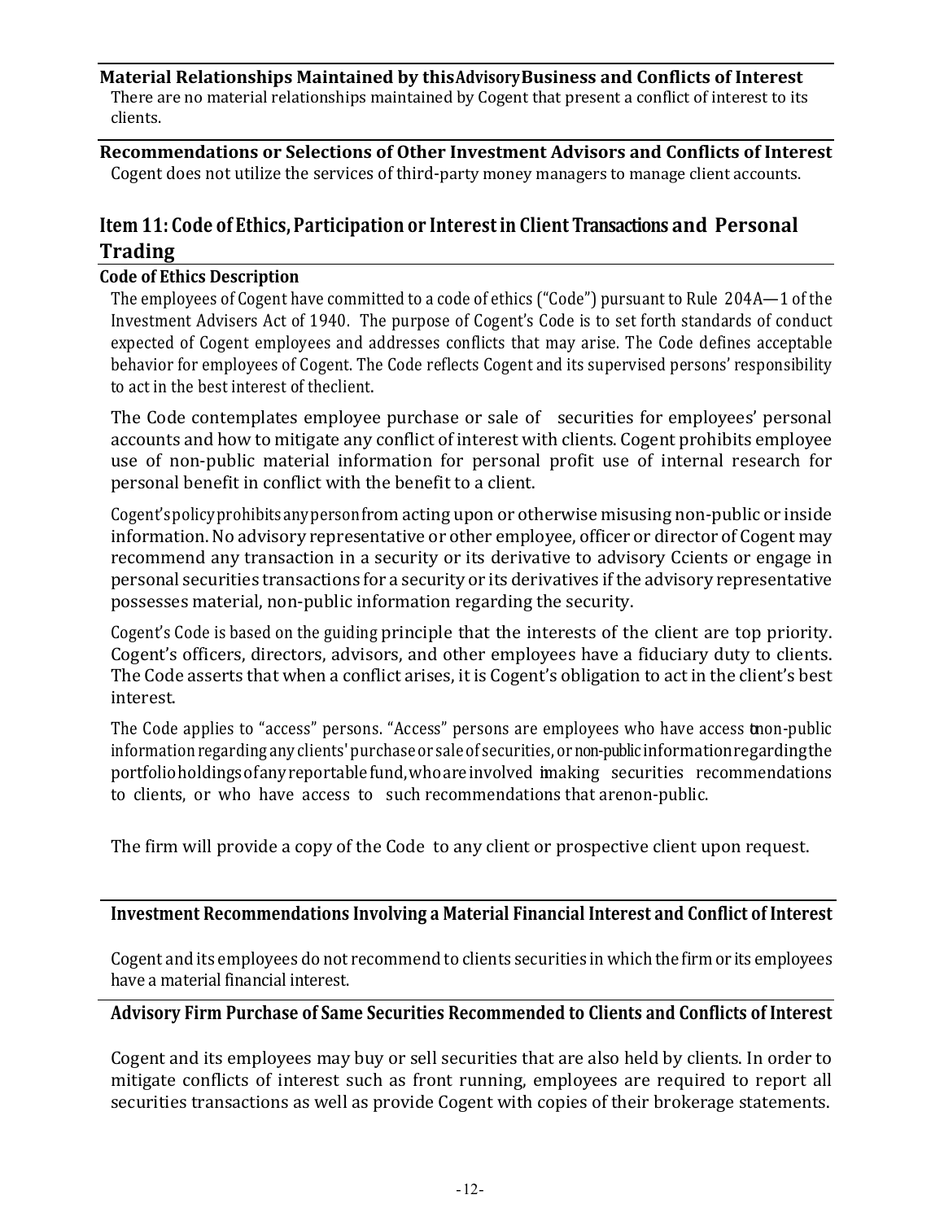### Material Relationships Maintained by this Advisory Business and Conflicts of Interest

There are no material relationships maintained by Cogent that present a conflict of interest to its clients.

### Recommendations or Selections of Other Investment Advisors and Conflicts of Interest

Cogent does not utilize the services of third-party money managers to manage client accounts.

## Item 11: Code of Ethics, Participation or Interest in Client Transactions and Personal Trading

### Code of Ethics Description

The employees of Cogent have committed to a code of ethics ("Code") pursuant to Rule 204A—1 of the Investment Advisers Act of 1940. The purpose of Cogent's Code is to set forth standards of conduct expected of Cogent employees and addresses conflicts that may arise. The Code defines acceptable behavior for employees of Cogent. The Code reflects Cogent and its supervised persons' responsibility to act in the best interest of theclient.

The Code contemplates employee purchase or sale of securities for employees' personal accounts and how to mitigate any conflict of interest with clients. Cogent prohibits employee use of non-public material information for personal profit use of internal research for personal benefit in conflict with the benefit to a client.

Cogent's policy prohibits any person from acting upon or otherwise misusing non-public or inside information. No advisory representative or other employee, officer or director of Cogent may recommend any transaction in a security or its derivative to advisory Ccients or engage in personal securities transactions for a security or its derivatives if the advisory representative possesses material, non-public information regarding the security.

Cogent's Code is based on the guiding principle that the interests of the client are top priority. Cogent's officers, directors, advisors, and other employees have a fiduciary duty to clients. The Code asserts that when a conflict arises, it is Cogent's obligation to act in the client's best interest.

The Code applies to "access" persons. "Access" persons are employees who have access tonon-public information regarding any clients' purchase or sale of securities, or non-public information regarding the portfolio holdings of any reportable fund, who are involved inmaking securities recommendations to clients, or who have access to such recommendations that arenon-public.

The firm will provide a copy of the Code to any client or prospective client upon request.

### Investment Recommendations Involving a Material Financial Interest and Conflict of Interest

Cogent and its employees do not recommend to clients securities in which the firm or its employees have a material financial interest.

### Advisory Firm Purchase of Same Securities Recommended to Clients and Conflicts of Interest

Cogent and its employees may buy or sell securities that are also held by clients. In order to mitigate conflicts of interest such as front running, employees are required to report all securities transactions as well as provide Cogent with copies of their brokerage statements.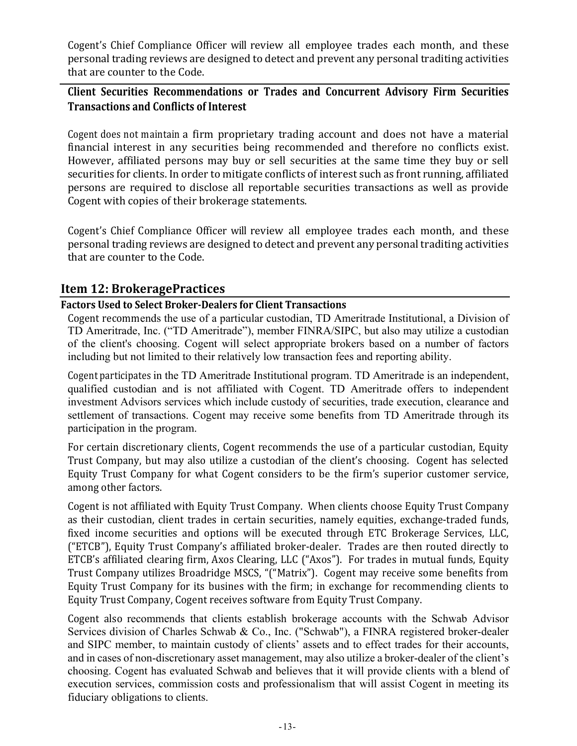Cogent's Chief Compliance Officer will review all employee trades each month, and these personal trading reviews are designed to detect and prevent any personal traditing activities that are counter to the Code.

### Client Securities Recommendations or Trades and Concurrent Advisory Firm Securities Transactions and Conflicts of Interest

Cogent does not maintain a firm proprietary trading account and does not have a material financial interest in any securities being recommended and therefore no conflicts exist. However, affiliated persons may buy or sell securities at the same time they buy or sell securities for clients. In order to mitigate conflicts of interest such as front running, affiliated persons are required to disclose all reportable securities transactions as well as provide Cogent with copies of their brokerage statements.

Cogent's Chief Compliance Officer will review all employee trades each month, and these personal trading reviews are designed to detect and prevent any personal traditing activities that are counter to the Code.

## Item 12: BrokeragePractices

### Factors Used to Select Broker-Dealers for Client Transactions

Cogent recommends the use of a particular custodian, TD Ameritrade Institutional, a Division of TD Ameritrade, Inc. ("TD Ameritrade"), member FINRA/SIPC, but also may utilize a custodian of the client's choosing. Cogent will select appropriate brokers based on a number of factors including but not limited to their relatively low transaction fees and reporting ability.

Cogent participates in the TD Ameritrade Institutional program. TD Ameritrade is an independent, qualified custodian and is not affiliated with Cogent. TD Ameritrade offers to independent investment Advisors services which include custody of securities, trade execution, clearance and settlement of transactions. Cogent may receive some benefits from TD Ameritrade through its participation in the program.

For certain discretionary clients, Cogent recommends the use of a particular custodian, Equity Trust Company, but may also utilize a custodian of the client's choosing. Cogent has selected Equity Trust Company for what Cogent considers to be the firm's superior customer service, among other factors.

Cogent is not affiliated with Equity Trust Company. When clients choose Equity Trust Company as their custodian, client trades in certain securities, namely equities, exchange-traded funds, fixed income securities and options will be executed through ETC Brokerage Services, LLC, ("ETCB"), Equity Trust Company's affiliated broker-dealer. Trades are then routed directly to ETCB's affiliated clearing firm, Axos Clearing, LLC ("Axos"). For trades in mutual funds, Equity Trust Company utilizes Broadridge MSCS, "("Matrix"). Cogent may receive some benefits from Equity Trust Company for its busines with the firm; in exchange for recommending clients to Equity Trust Company, Cogent receives software from Equity Trust Company.

Cogent also recommends that clients establish brokerage accounts with the Schwab Advisor Services division of Charles Schwab & Co., Inc. ("Schwab"), a FINRA registered broker-dealer and SIPC member, to maintain custody of clients' assets and to effect trades for their accounts, and in cases of non-discretionary asset management, may also utilize a broker-dealer of the client's choosing. Cogent has evaluated Schwab and believes that it will provide clients with a blend of execution services, commission costs and professionalism that will assist Cogent in meeting its fiduciary obligations to clients.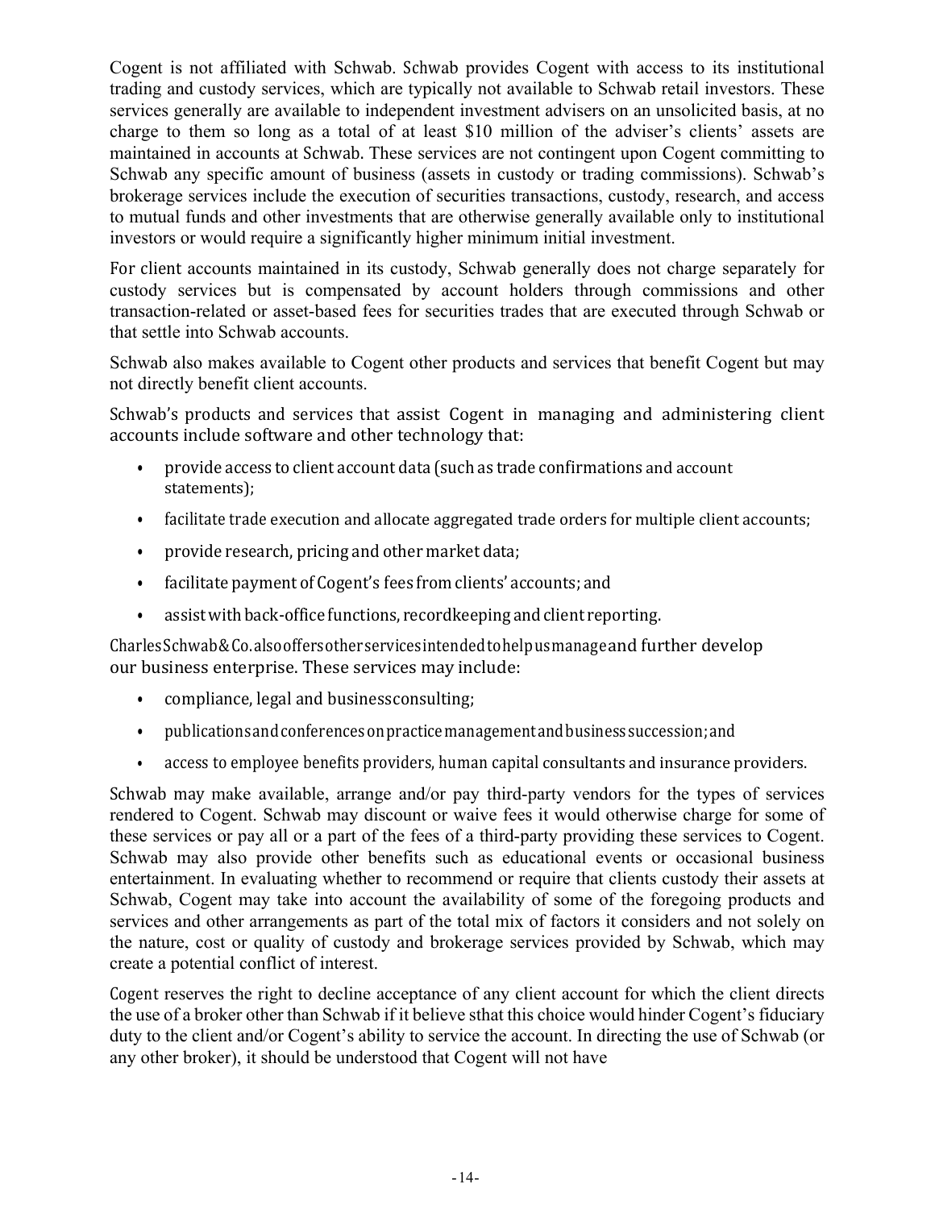Cogent is not affiliated with Schwab. Schwab provides Cogent with access to its institutional trading and custody services, which are typically not available to Schwab retail investors. These services generally are available to independent investment advisers on an unsolicited basis, at no charge to them so long as a total of at least $10 million of the adviser's clients' assets are maintained in accounts at Schwab. These services are not contingent upon Cogent committing to Schwab any specific amount of business (assets in custody or trading commissions). Schwab's brokerage services include the execution of securities transactions, custody, research, and access to mutual funds and other investments that are otherwise generally available only to institutional investors or would require a significantly higher minimum initial investment.

For client accounts maintained in its custody, Schwab generally does not charge separately for custody services but is compensated by account holders through commissions and other transaction-related or asset-based fees for securities trades that are executed through Schwab or that settle into Schwab accounts.

Schwab also makes available to Cogent other products and services that benefit Cogent but may not directly benefit client accounts.

Schwab's products and services that assist Cogent in managing and administering client accounts include software and other technology that:

- provide access to client account data (such as trade confirmations and account statements);
- facilitate trade execution and allocate aggregated trade orders for multiple client accounts;
- provide research, pricing and other market data;
- facilitate payment of Cogent's fees from clients' accounts; and
- assist with back-office functions, recordkeeping and client reporting.

Charles Schwab & Co. also offers other services intended to help us manage and further develop our business enterprise. These services may include:

- compliance, legal and business consulting;
- publications and conferences on practice management and business succession; and
- access to employee benefits providers, human capital consultants and insurance providers.

Schwab may make available, arrange and/or pay third-party vendors for the types of services rendered to Cogent. Schwab may discount or waive fees it would otherwise charge for some of these services or pay all or a part of the fees of a third-party providing these services to Cogent. Schwab may also provide other benefits such as educational events or occasional business entertainment. In evaluating whether to recommend or require that clients custody their assets at Schwab, Cogent may take into account the availability of some of the foregoing products and services and other arrangements as part of the total mix of factors it considers and not solely on the nature, cost or quality of custody and brokerage services provided by Schwab, which may create a potential conflict of interest.

Cogent reserves the right to decline acceptance of any client account for which the client directs the use of a broker other than Schwab if it believe sthat this choice would hinder Cogent's fiduciary duty to the client and/or Cogent's ability to service the account. In directing the use of Schwab (or any other broker), it should be understood that Cogent will not have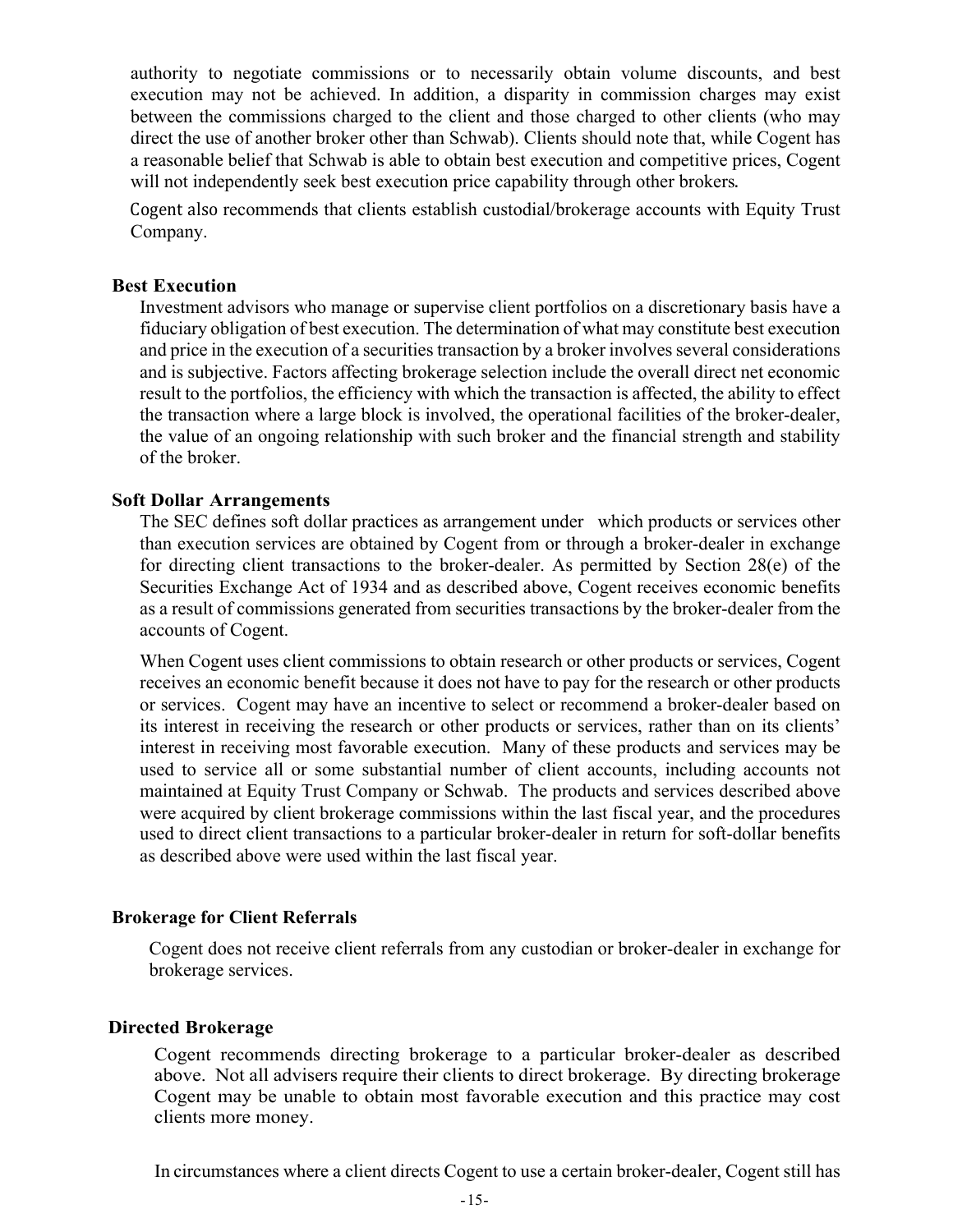authority to negotiate commissions or to necessarily obtain volume discounts, and best execution may not be achieved. In addition, a disparity in commission charges may exist between the commissions charged to the client and those charged to other clients (who may direct the use of another broker other than Schwab). Clients should note that, while Cogent has a reasonable belief that Schwab is able to obtain best execution and competitive prices, Cogent will not independently seek best execution price capability through other brokers.

Cogent also recommends that clients establish custodial/brokerage accounts with Equity Trust Company.

**Best Execution**

Investment advisors who manage or supervise client portfolios on a discretionary basis have a fiduciary obligation of best execution. The determination of what may constitute best execution and price in the execution of a securities transaction by a broker involves several considerations and is subjective. Factors affecting brokerage selection include the overall direct net economic result to the portfolios, the efficiency with which the transaction is affected, the ability to effect the transaction where a large block is involved, the operational facilities of the broker-dealer, the value of an ongoing relationship with such broker and the financial strength and stability of the broker.

**Soft Dollar Arrangements**

The SEC defines soft dollar practices as arrangement under which products or services other than execution services are obtained by Cogent from or through a broker-dealer in exchange for directing client transactions to the broker-dealer. As permitted by Section 28(e) of the Securities Exchange Act of 1934 and as described above, Cogent receives economic benefits as a result of commissions generated from securities transactions by the broker-dealer from the accounts of Cogent.

When Cogent uses client commissions to obtain research or other products or services, Cogent receives an economic benefit because it does not have to pay for the research or other products or services. Cogent may have an incentive to select or recommend a broker-dealer based on its interest in receiving the research or other products or services, rather than on its clients' interest in receiving most favorable execution. Many of these products and services may be used to service all or some substantial number of client accounts, including accounts not maintained at Equity Trust Company or Schwab. The products and services described above were acquired by client brokerage commissions within the last fiscal year, and the procedures used to direct client transactions to a particular broker-dealer in return for soft-dollar benefits as described above were used within the last fiscal year.

**Brokerage for Client Referrals**

Cogent does not receive client referrals from any custodian or broker-dealer in exchange for brokerage services.

**Directed Brokerage**

Cogent recommends directing brokerage to a particular broker-dealer as described above. Not all advisers require their clients to direct brokerage. By directing brokerage Cogent may be unable to obtain most favorable execution and this practice may cost clients more money.

In circumstances where a client directs Cogent to use a certain broker-dealer, Cogent still has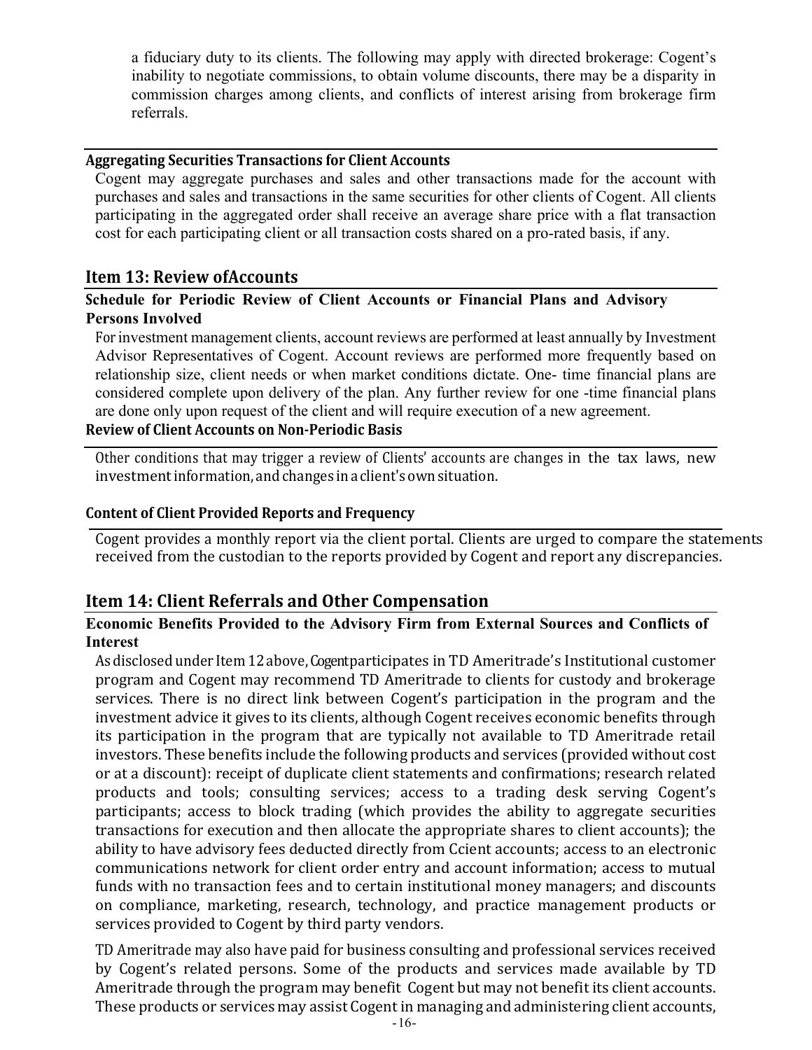a fiduciary duty to its clients. The following may apply with directed brokerage: Cogent's inability to negotiate commissions, to obtain volume discounts, there may be a disparity in commission charges among clients, and conflicts of interest arising from brokerage firm referrals.

### Aggregating Securities Transactions for Client Accounts

Cogent may aggregate purchases and sales and other transactions made for the account with purchases and sales and transactions in the same securities for other clients of Cogent. All clients participating in the aggregated order shall receive an average share price with a flat transaction cost for each participating client or all transaction costs shared on a pro-rated basis, if any.

## Item 13: Review ofAccounts

### Schedule for Periodic Review of Client Accounts or Financial Plans and Advisory Persons Involved

For investment management clients, account reviews are performed at least annually by Investment Advisor Representatives of Cogent. Account reviews are performed more frequently based on relationship size, client needs or when market conditions dictate. One- time financial plans are considered complete upon delivery of the plan. Any further review for one -time financial plans are done only upon request of the client and will require execution of a new agreement.

### Review of Client Accounts on Non-Periodic Basis

Other conditions that may trigger a review of Clients' accounts are changes in the tax laws, new investment information, and changes in a client's own situation.

### Content of Client Provided Reports and Frequency

Cogent provides a monthly report via the client portal. Clients are urged to compare the statements received from the custodian to the reports provided by Cogent and report any discrepancies.

## Item 14: Client Referrals and Other Compensation

### Economic Benefits Provided to the Advisory Firm from External Sources and Conflicts of Interest

As disclosed under Item 12 above, Cogent participates in TD Ameritrade's Institutional customer program and Cogent may recommend TD Ameritrade to clients for custody and brokerage services. There is no direct link between Cogent's participation in the program and the investment advice it gives to its clients, although Cogent receives economic benefits through its participation in the program that are typically not available to TD Ameritrade retail investors. These benefits include the following products and services (provided without cost or at a discount): receipt of duplicate client statements and confirmations; research related products and tools; consulting services; access to a trading desk serving Cogent's participants; access to block trading (which provides the ability to aggregate securities transactions for execution and then allocate the appropriate shares to client accounts); the ability to have advisory fees deducted directly from Ccient accounts; access to an electronic communications network for client order entry and account information; access to mutual funds with no transaction fees and to certain institutional money managers; and discounts on compliance, marketing, research, technology, and practice management products or services provided to Cogent by third party vendors.

TD Ameritrade may also have paid for business consulting and professional services received by Cogent's related persons. Some of the products and services made available by TD Ameritrade through the program may benefit Cogent but may not benefit its client accounts. These products or services may assist Cogent in managing and administering client accounts,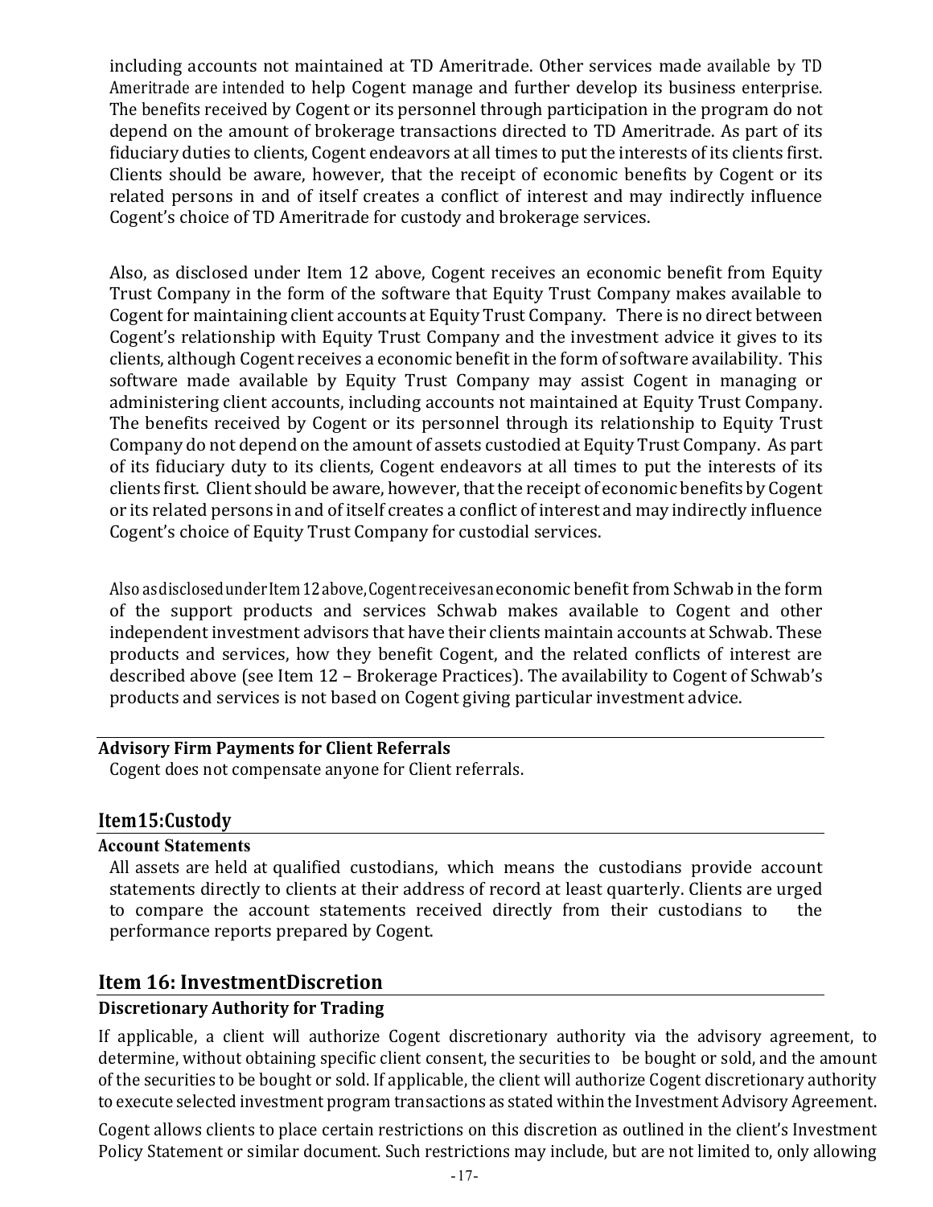including accounts not maintained at TD Ameritrade. Other services made available by TD Ameritrade are intended to help Cogent manage and further develop its business enterprise. The benefits received by Cogent or its personnel through participation in the program do not depend on the amount of brokerage transactions directed to TD Ameritrade. As part of its fiduciary duties to clients, Cogent endeavors at all times to put the interests of its clients first. Clients should be aware, however, that the receipt of economic benefits by Cogent or its related persons in and of itself creates a conflict of interest and may indirectly influence Cogent's choice of TD Ameritrade for custody and brokerage services.

Also, as disclosed under Item 12 above, Cogent receives an economic benefit from Equity Trust Company in the form of the software that Equity Trust Company makes available to Cogent for maintaining client accounts at Equity Trust Company. There is no direct between Cogent's relationship with Equity Trust Company and the investment advice it gives to its clients, although Cogent receives a economic benefit in the form of software availability. This software made available by Equity Trust Company may assist Cogent in managing or administering client accounts, including accounts not maintained at Equity Trust Company. The benefits received by Cogent or its personnel through its relationship to Equity Trust Company do not depend on the amount of assets custodied at Equity Trust Company. As part of its fiduciary duty to its clients, Cogent endeavors at all times to put the interests of its clients first. Client should be aware, however, that the receipt of economic benefits by Cogent or its related persons in and of itself creates a conflict of interest and may indirectly influence Cogent's choice of Equity Trust Company for custodial services.

Also as disclosed under Item 12 above, Cogent receives an economic benefit from Schwab in the form of the support products and services Schwab makes available to Cogent and other independent investment advisors that have their clients maintain accounts at Schwab. These products and services, how they benefit Cogent, and the related conflicts of interest are described above (see Item 12 – Brokerage Practices). The availability to Cogent of Schwab's products and services is not based on Cogent giving particular investment advice.

### Advisory Firm Payments for Client Referrals

Cogent does not compensate anyone for Client referrals.

## Item 15: Custody

### Account Statements

All assets are held at qualified custodians, which means the custodians provide account statements directly to clients at their address of record at least quarterly. Clients are urged to compare the account statements received directly from their custodians to the performance reports prepared by Cogent.

## Item 16: Investment Discretion

### Discretionary Authority for Trading

If applicable, a client will authorize Cogent discretionary authority via the advisory agreement, to determine, without obtaining specific client consent, the securities to be bought or sold, and the amount of the securities to be bought or sold. If applicable, the client will authorize Cogent discretionary authority to execute selected investment program transactions as stated within the Investment Advisory Agreement.

Cogent allows clients to place certain restrictions on this discretion as outlined in the client's Investment Policy Statement or similar document. Such restrictions may include, but are not limited to, only allowing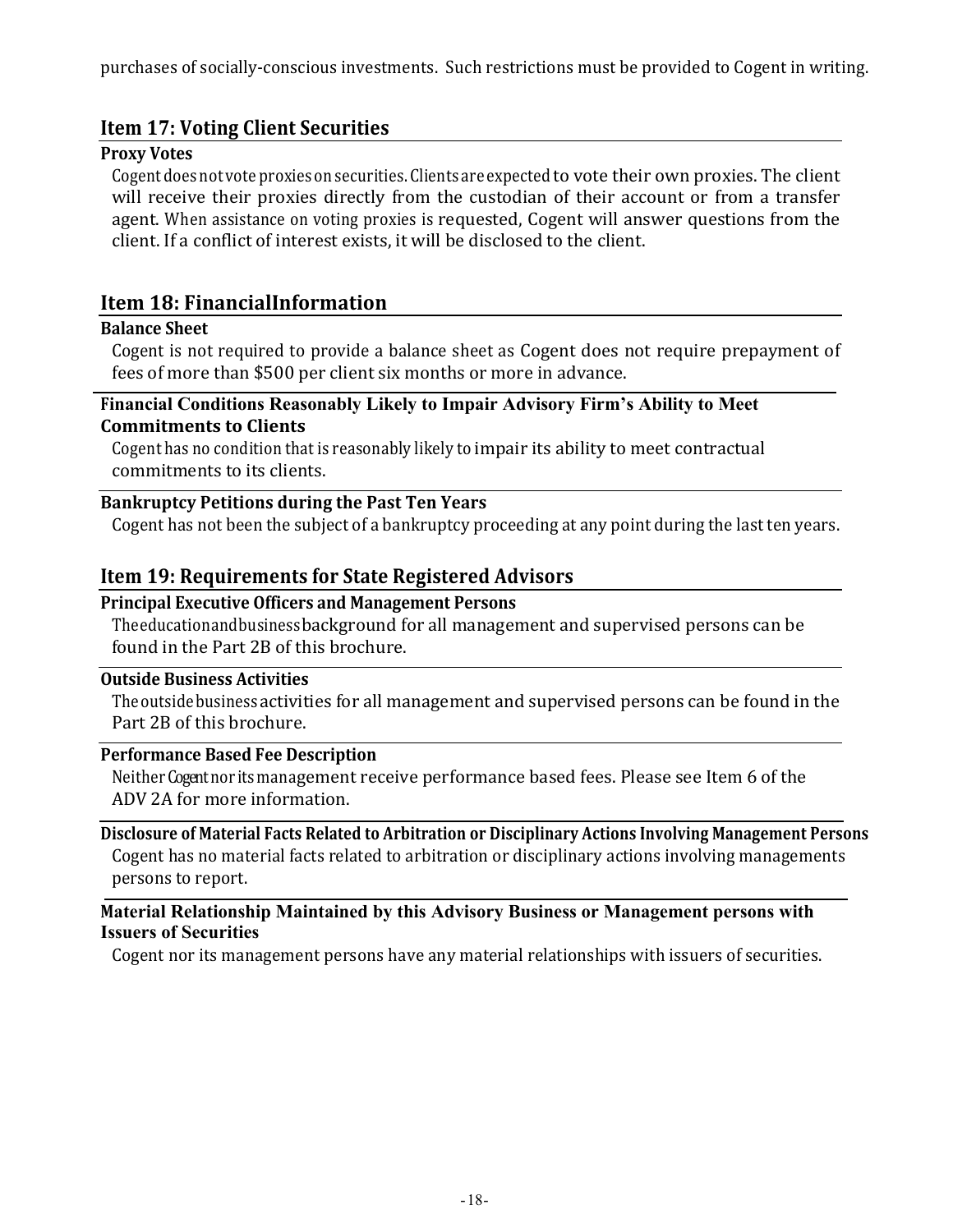purchases of socially-conscious investments. Such restrictions must be provided to Cogent in writing.

## Item 17: Voting Client Securities

### Proxy Votes

Cogent does not vote proxies on securities. Clients are expected to vote their own proxies. The client will receive their proxies directly from the custodian of their account or from a transfer agent. When assistance on voting proxies is requested, Cogent will answer questions from the client. If a conflict of interest exists, it will be disclosed to the client.

## Item 18: FinancialInformation

### Balance Sheet

Cogent is not required to provide a balance sheet as Cogent does not require prepayment of fees of more than $500 per client six months or more in advance.

### Financial Conditions Reasonably Likely to Impair Advisory Firm's Ability to Meet Commitments to Clients

Cogent has no condition that is reasonably likely to impair its ability to meet contractual commitments to its clients.

### Bankruptcy Petitions during the Past Ten Years

Cogent has not been the subject of a bankruptcy proceeding at any point during the last ten years.

## Item 19: Requirements for State Registered Advisors

### Principal Executive Officers and Management Persons

The education and business background for all management and supervised persons can be found in the Part 2B of this brochure.

### Outside Business Activities

The outside business activities for all management and supervised persons can be found in the Part 2B of this brochure.

### Performance Based Fee Description

Neither Cogent nor its management receive performance based fees. Please see Item 6 of the ADV 2A for more information.

### Disclosure of Material Facts Related to Arbitration or Disciplinary Actions Involving Management Persons

Cogent has no material facts related to arbitration or disciplinary actions involving managements persons to report.

### Material Relationship Maintained by this Advisory Business or Management persons with Issuers of Securities

Cogent nor its management persons have any material relationships with issuers of securities.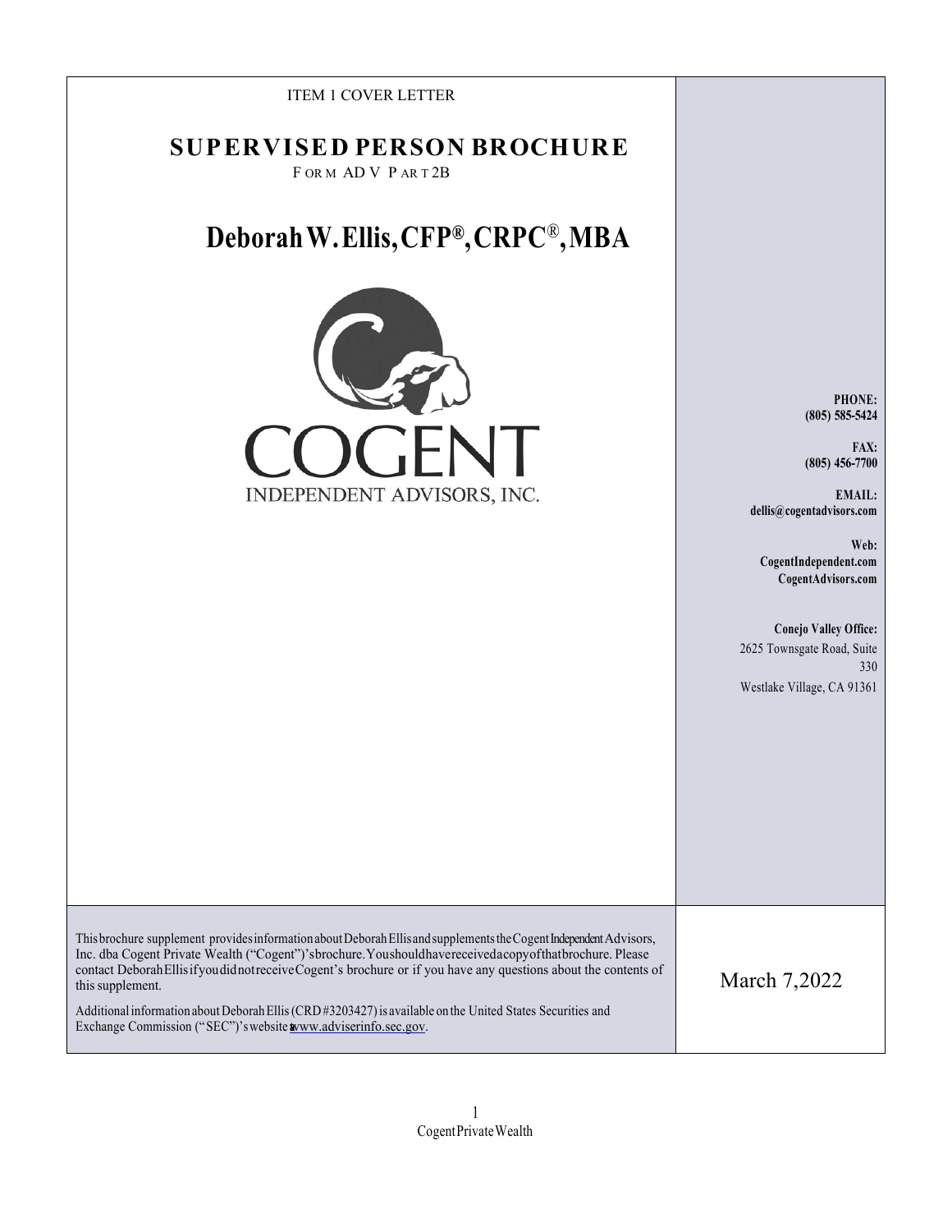ITEM 1 COVER LETTER

# SUPERVISED PERSON BROCHURE

FORM ADV PART 2B

# Deborah W. Ellis, CFP®, CRPC®, MBA

COGENT

INDEPENDENT ADVISORS, INC.

**PHONE:**
**(805) 585-5424**

**FAX:**
**(805) 456-7700**

**EMAIL:**
**dellis@cogentadvisors.com**

**Web:**
**CogentIndependent.com**
**CogentAdvisors.com**

**Conejo Valley Office:**
2625 Townsgate Road, Suite 330
Westlake Village, CA 91361

This brochure supplement provides information about Deborah Ellis and supplements the Cogent Independent Advisors, Inc. dba Cogent Private Wealth ("Cogent")'s brochure. You should have received a copy of that brochure. Please contact Deborah Ellis if you did not receive Cogent's brochure or if you have any questions about the contents of this supplement.

Additional information about Deborah Ellis (CRD #3203427) is available on the United States Securities and Exchange Commission ("SEC")'s website at www.adviserinfo.sec.gov.

March 7, 2022

Cogent Private Wealth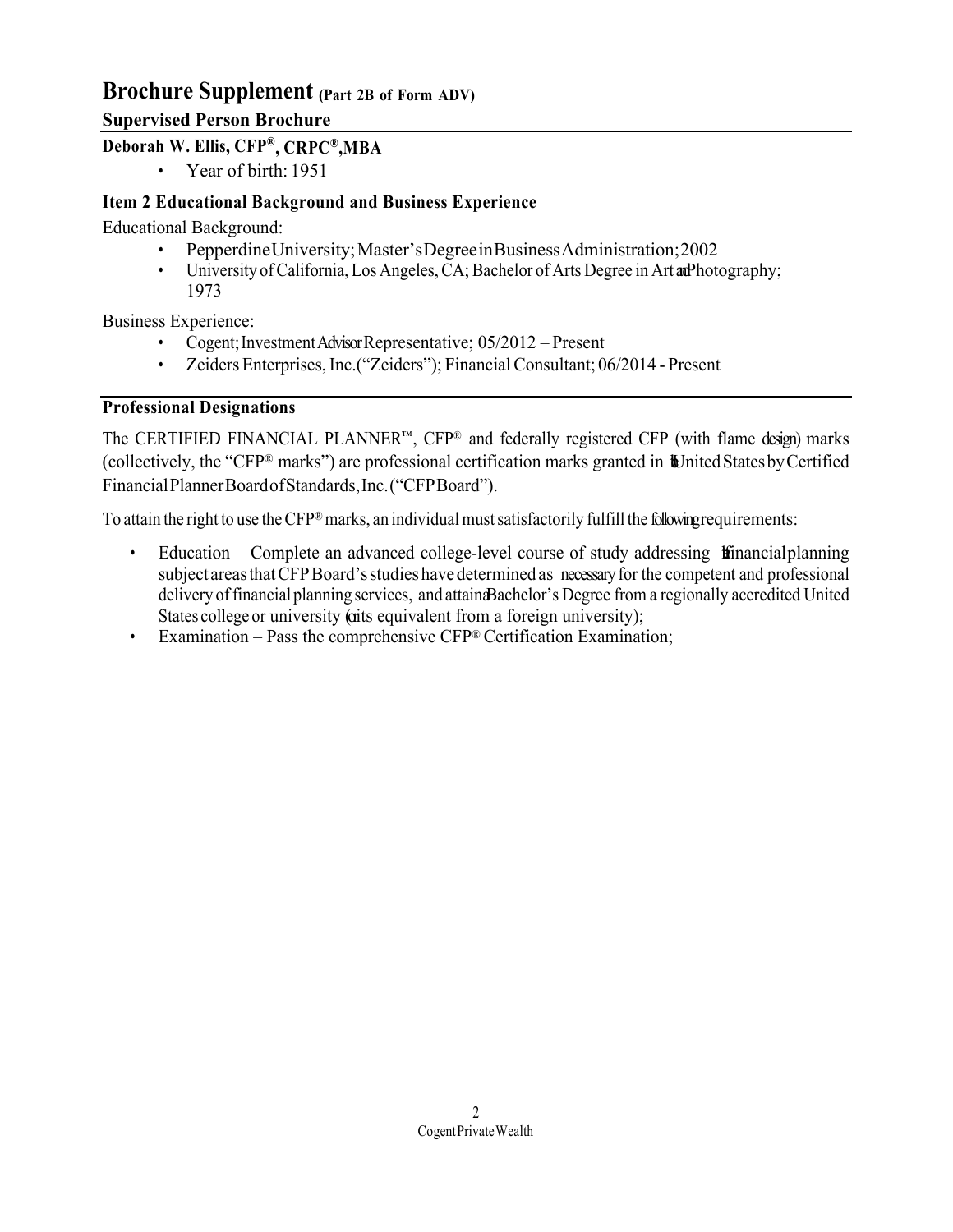# Brochure Supplement (Part 2B of Form ADV)

### Supervised Person Brochure

### Deborah W. Ellis, CFP®, CRPC®, MBA

- Year of birth: 1951

### Item 2 Educational Background and Business Experience

Educational Background:

- Pepperdine University; Master's Degree in Business Administration; 2002
- University of California, Los Angeles, CA; Bachelor of Arts Degree in Art and Photography; 1973

Business Experience:

- Cogent; Investment Advisor Representative; 05/2012 – Present
- Zeiders Enterprises, Inc. ("Zeiders"); Financial Consultant; 06/2014 - Present

### Professional Designations

The CERTIFIED FINANCIAL PLANNER™, CFP® and federally registered CFP (with flame design) marks (collectively, the "CFP® marks") are professional certification marks granted in the United States by Certified Financial Planner Board of Standards, Inc. ("CFP Board").

To attain the right to use the CFP® marks, an individual must satisfactorily fulfill the following requirements:

- Education – Complete an advanced college-level course of study addressing the financial planning subject areas that CFP Board's studies have determined as necessary for the competent and professional delivery of financial planning services, and attain a Bachelor's Degree from a regionally accredited United States college or university (or its equivalent from a foreign university);
- Examination – Pass the comprehensive CFP® Certification Examination;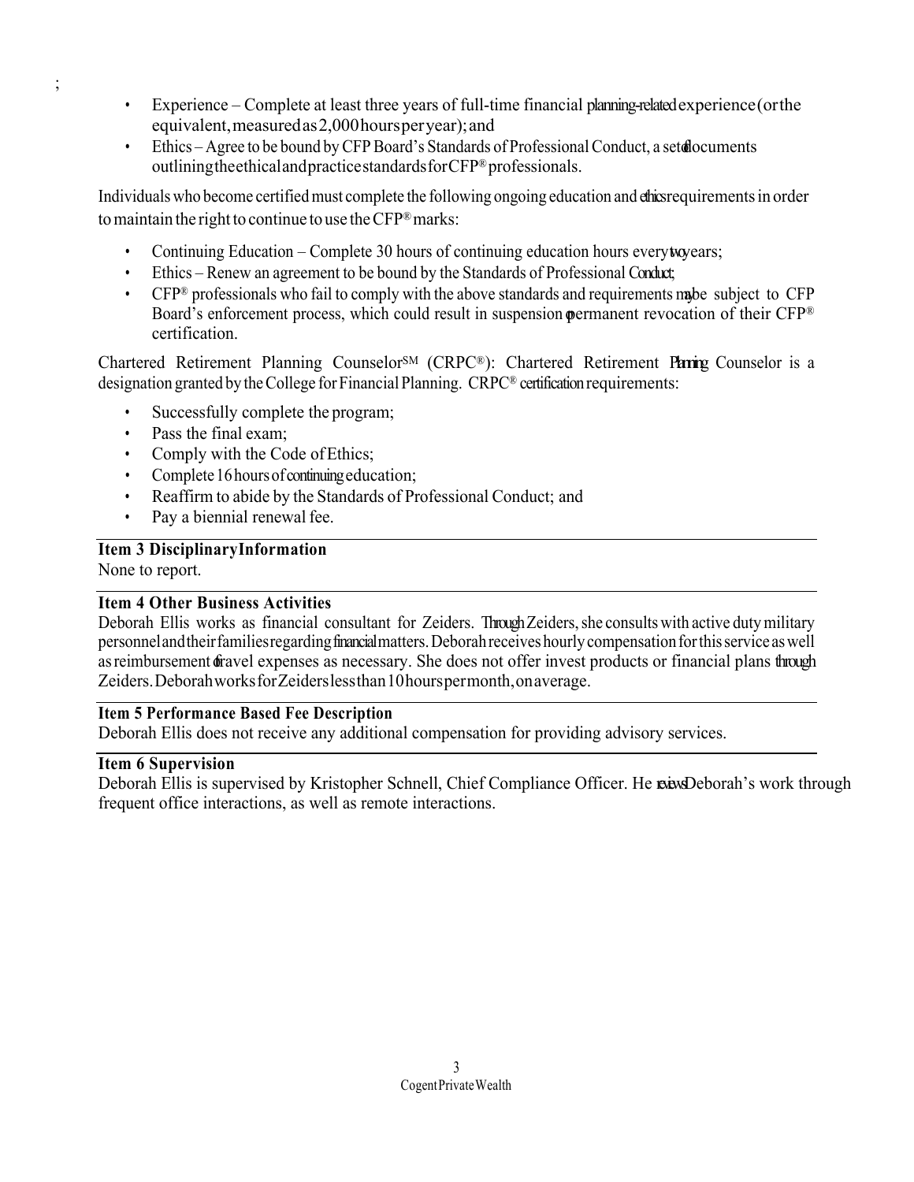;

- Experience – Complete at least three years of full-time financial planning-related experience (or the equivalent, measured as 2,000 hours per year); and
- Ethics – Agree to be bound by CFP Board's Standards of Professional Conduct, a set of documents outlining the ethical and practice standards for CFP® professionals.

Individuals who become certified must complete the following ongoing education and ethics requirements in order to maintain the right to continue to use the CFP® marks:

- Continuing Education – Complete 30 hours of continuing education hours every two years;
- Ethics – Renew an agreement to be bound by the Standards of Professional Conduct;
- CFP® professionals who fail to comply with the above standards and requirements may be subject to CFP Board's enforcement process, which could result in suspension or permanent revocation of their CFP® certification.

Chartered Retirement Planning Counselor℠ (CRPC®): Chartered Retirement Planning Counselor is a designation granted by the College for Financial Planning. CRPC® certification requirements:

- Successfully complete the program;
- Pass the final exam;
- Comply with the Code of Ethics;
- Complete 16 hours of continuing education;
- Reaffirm to abide by the Standards of Professional Conduct; and
- Pay a biennial renewal fee.

**Item 3 Disciplinary Information**

None to report.

**Item 4 Other Business Activities**

Deborah Ellis works as financial consultant for Zeiders. Through Zeiders, she consults with active duty military personnel and their families regarding financial matters. Deborah receives hourly compensation for this service as well as reimbursement of travel expenses as necessary. She does not offer invest products or financial plans through Zeiders. Deborah works for Zeiders less than 10 hours per month, on average.

**Item 5 Performance Based Fee Description**

Deborah Ellis does not receive any additional compensation for providing advisory services.

**Item 6 Supervision**

Deborah Ellis is supervised by Kristopher Schnell, Chief Compliance Officer. He reviews Deborah's work through frequent office interactions, as well as remote interactions.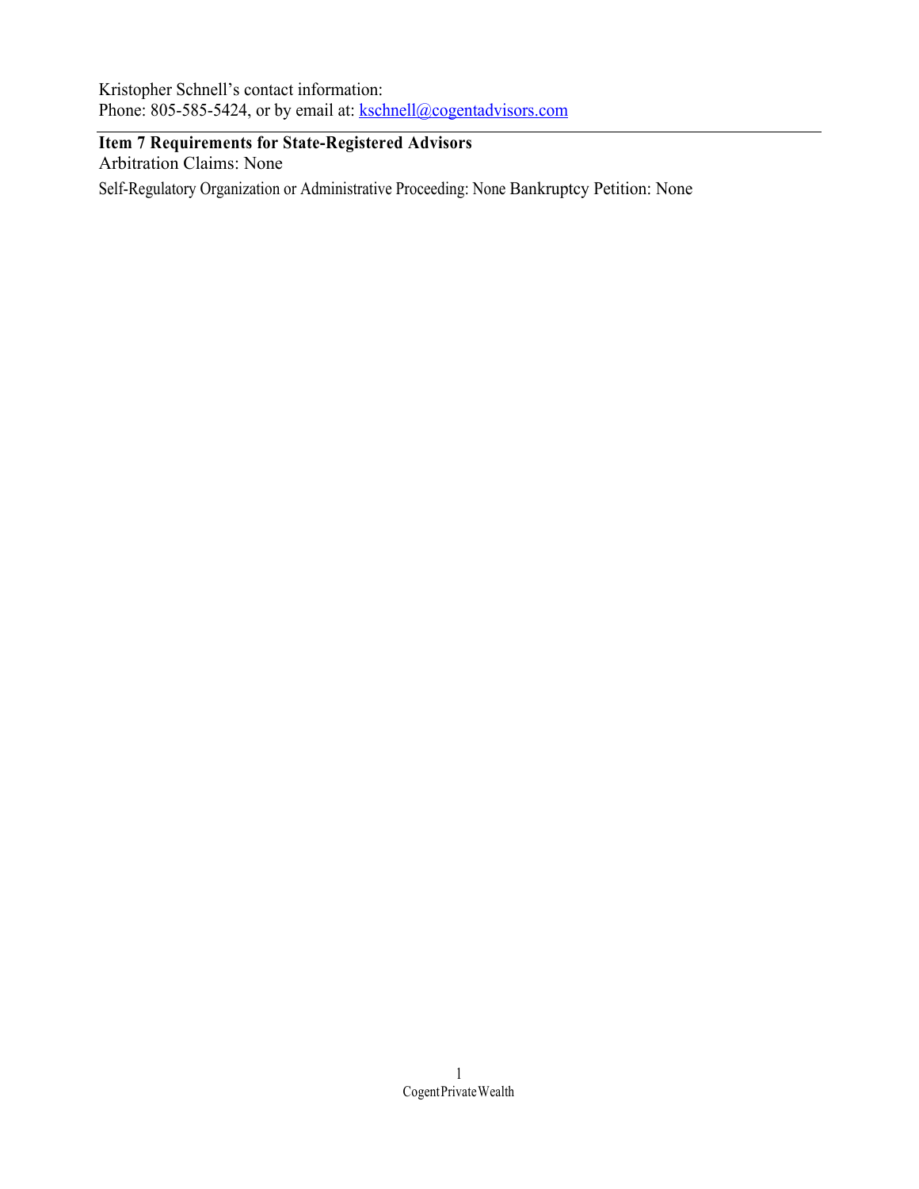Kristopher Schnell's contact information:
Phone: 805-585-5424, or by email at: [kschnell@cogentadvisors.com](mailto:kschnell@cogentadvisors.com)

---

**Item 7 Requirements for State-Registered Advisors**

Arbitration Claims: None

Self-Regulatory Organization or Administrative Proceeding: None Bankruptcy Petition: None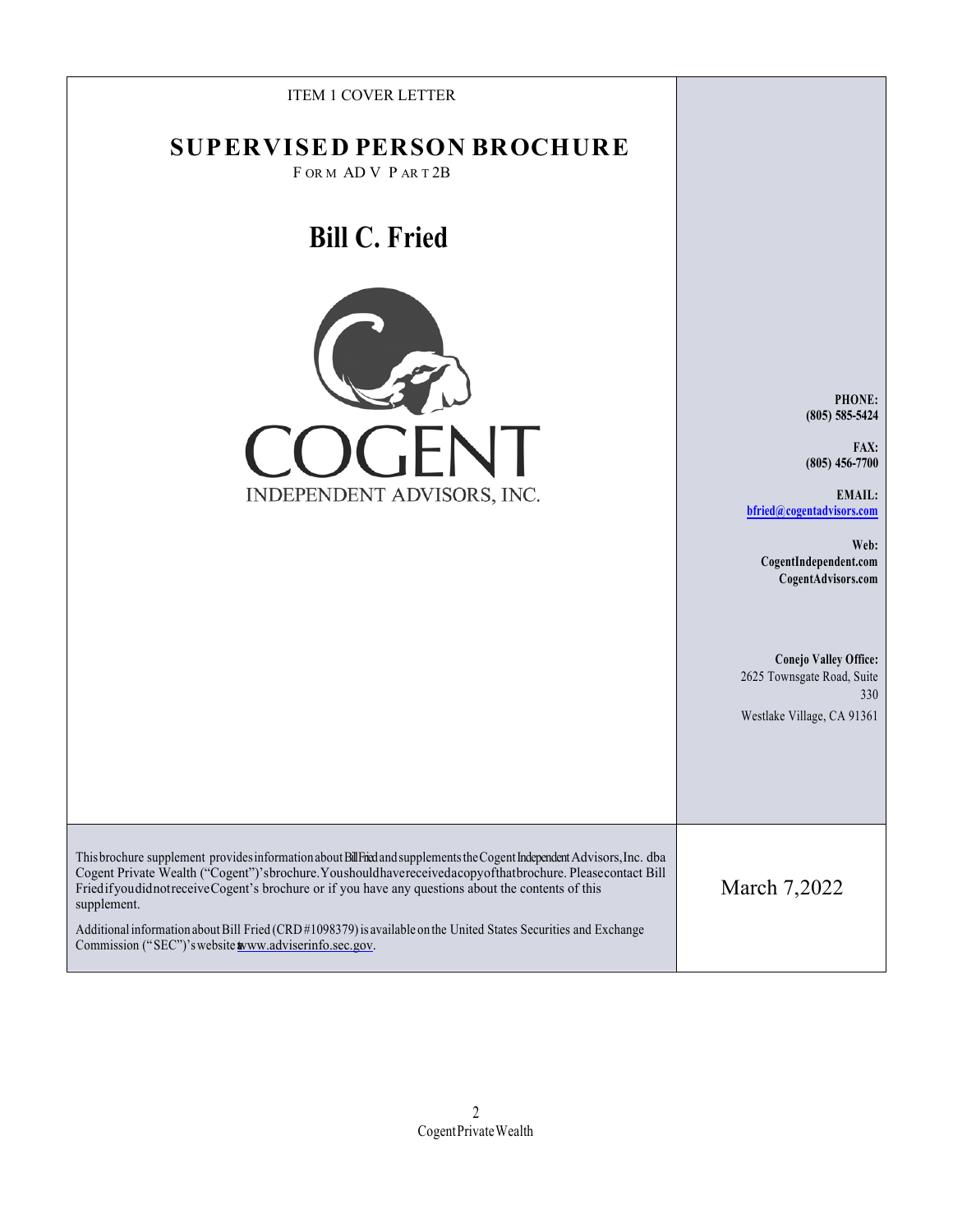ITEM 1 COVER LETTER

# SUPERVISED PERSON BROCHURE

FORM ADV PART 2B

## Bill C. Fried

COGENT

INDEPENDENT ADVISORS, INC.

**PHONE:**
**(805) 585-5424**

**FAX:**
**(805) 456-7700**

**EMAIL:**
**bfried@cogentadvisors.com**

**Web:**
**CogentIndependent.com**
**CogentAdvisors.com**

**Conejo Valley Office:**
2625 Townsgate Road, Suite 330
Westlake Village, CA 91361

This brochure supplement provides information about Bill Fried and supplements the Cogent Independent Advisors, Inc. dba Cogent Private Wealth ("Cogent")'s brochure. You should have received a copy of that brochure. Please contact Bill Fried if you did not receive Cogent's brochure or if you have any questions about the contents of this supplement.

Additional information about Bill Fried (CRD #1098379) is available on the United States Securities and Exchange Commission ("SEC")'s website at www.adviserinfo.sec.gov.

March 7,2022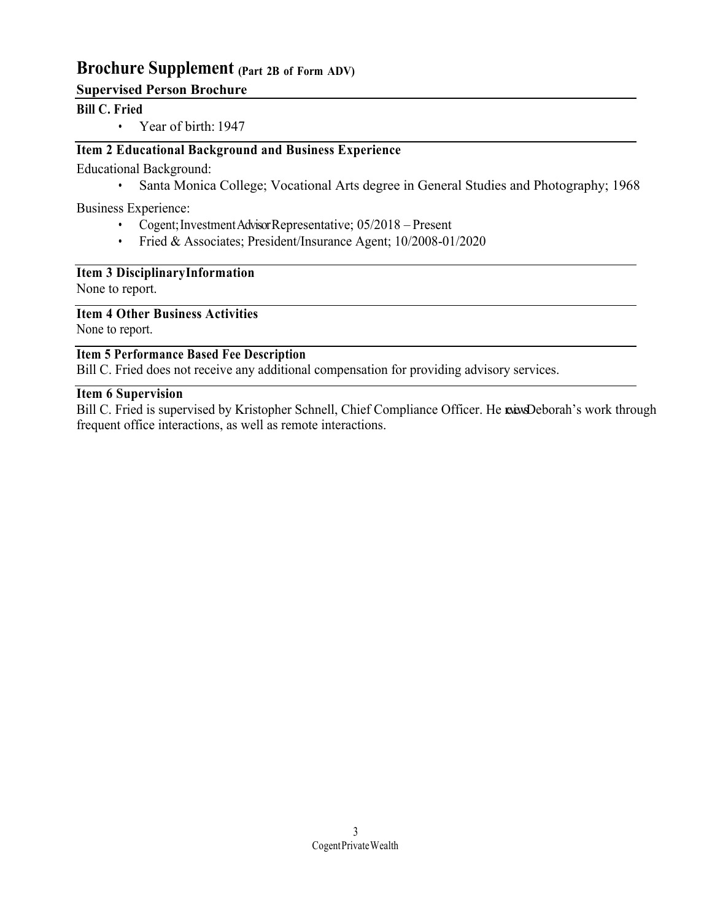# Brochure Supplement (Part 2B of Form ADV)

## Supervised Person Brochure

### Bill C. Fried

- Year of birth: 1947

### Item 2 Educational Background and Business Experience

Educational Background:

- Santa Monica College; Vocational Arts degree in General Studies and Photography; 1968

Business Experience:

- Cogent; Investment Advisor Representative; 05/2018 – Present
- Fried & Associates; President/Insurance Agent; 10/2008-01/2020

### Item 3 Disciplinary Information

None to report.

### Item 4 Other Business Activities

None to report.

### Item 5 Performance Based Fee Description

Bill C. Fried does not receive any additional compensation for providing advisory services.

### Item 6 Supervision

Bill C. Fried is supervised by Kristopher Schnell, Chief Compliance Officer. He reviews Deborah's work through frequent office interactions, as well as remote interactions.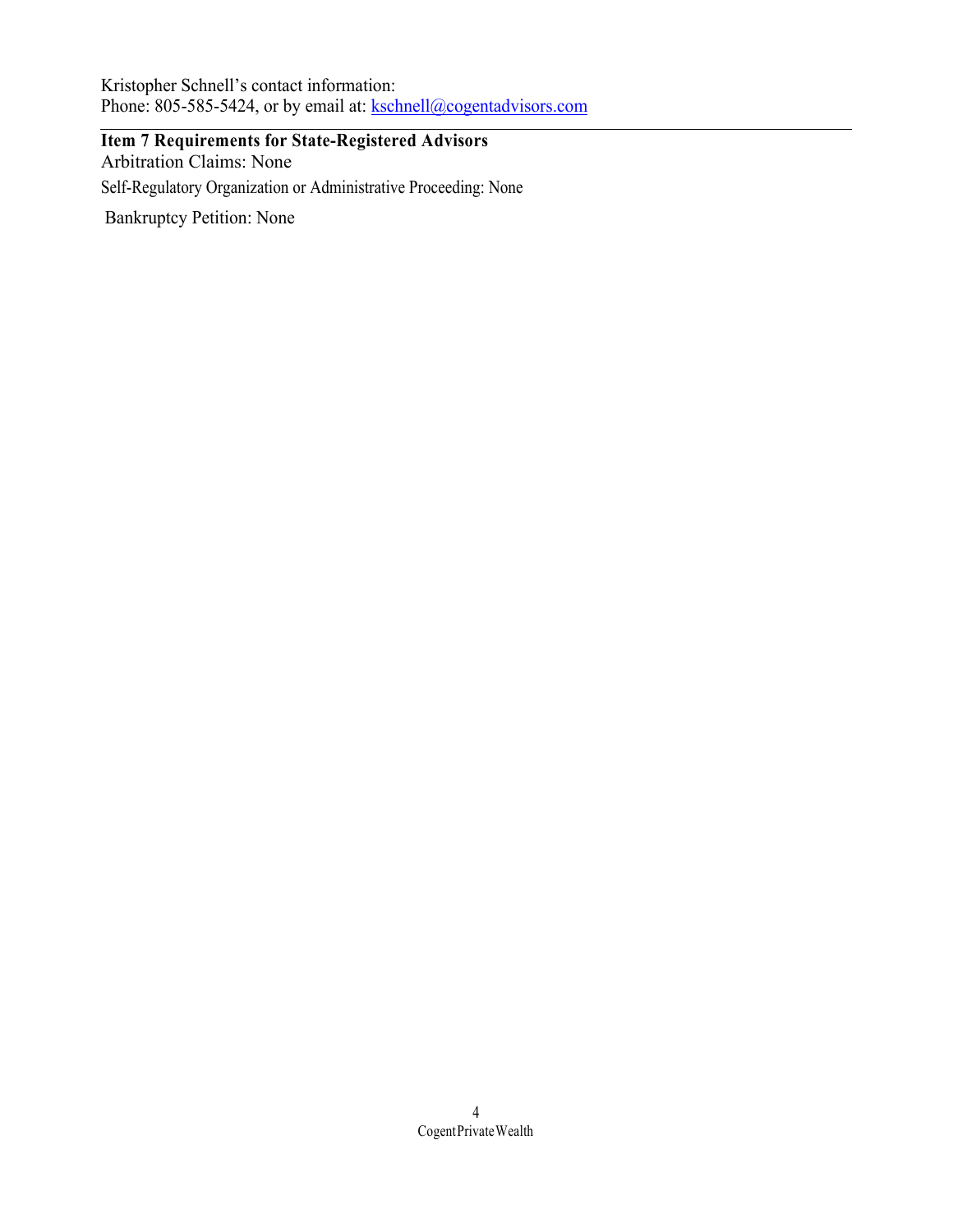Kristopher Schnell's contact information:
Phone: 805-585-5424, or by email at: kschnell@cogentadvisors.com

## Item 7 Requirements for State-Registered Advisors

Arbitration Claims: None

Self-Regulatory Organization or Administrative Proceeding: None

Bankruptcy Petition: None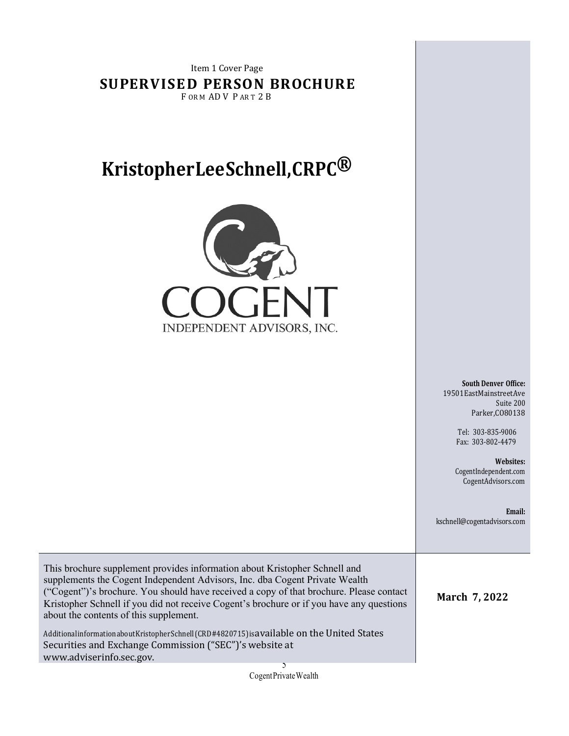Item 1 Cover Page

# SUPERVISED PERSON BROCHURE

FORM ADV PART 2B

# Kristopher Lee Schnell, CRPC®

COGENT

INDEPENDENT ADVISORS, INC.

**South Denver Office:**
19501 East Mainstreet Ave
Suite 200
Parker, CO 80138

Tel: 303-835-9006
Fax: 303-802-4479

**Websites:**
CogentIndependent.com
CogentAdvisors.com

**Email:**
kschnell@cogentadvisors.com

This brochure supplement provides information about Kristopher Schnell and supplements the Cogent Independent Advisors, Inc. dba Cogent Private Wealth ("Cogent")'s brochure. You should have received a copy of that brochure. Please contact Kristopher Schnell if you did not receive Cogent's brochure or if you have any questions about the contents of this supplement.

Additional information about Kristopher Schnell (CRD#4820715) is available on the United States Securities and Exchange Commission ("SEC")'s website at www.adviserinfo.sec.gov.

**March 7, 2022**

Cogent Private Wealth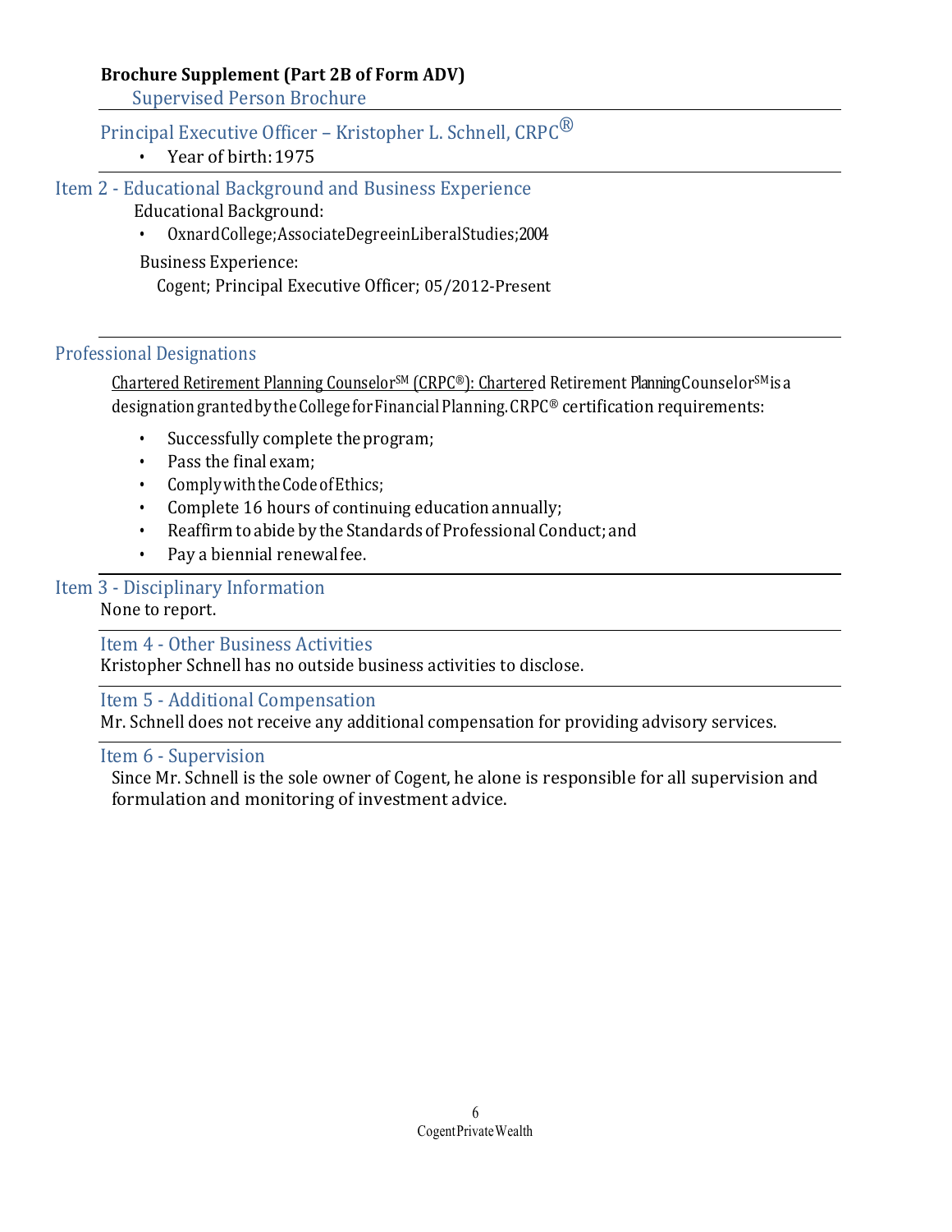**Brochure Supplement (Part 2B of Form ADV)**

Supervised Person Brochure

## Principal Executive Officer – Kristopher L. Schnell, CRPC®

- Year of birth: 1975

## Item 2 - Educational Background and Business Experience

Educational Background:

- Oxnard College; Associate Degree in Liberal Studies; 2004

Business Experience:

Cogent; Principal Executive Officer; 05/2012-Present

## Professional Designations

Chartered Retirement Planning Counselor℠ (CRPC®): Chartered Retirement Planning Counselor℠ is a designation granted by the College for Financial Planning. CRPC® certification requirements:

- Successfully complete the program;
- Pass the final exam;
- Comply with the Code of Ethics;
- Complete 16 hours of continuing education annually;
- Reaffirm to abide by the Standards of Professional Conduct; and
- Pay a biennial renewal fee.

## Item 3 - Disciplinary Information

None to report.

## Item 4 - Other Business Activities

Kristopher Schnell has no outside business activities to disclose.

## Item 5 - Additional Compensation

Mr. Schnell does not receive any additional compensation for providing advisory services.

## Item 6 - Supervision

Since Mr. Schnell is the sole owner of Cogent, he alone is responsible for all supervision and formulation and monitoring of investment advice.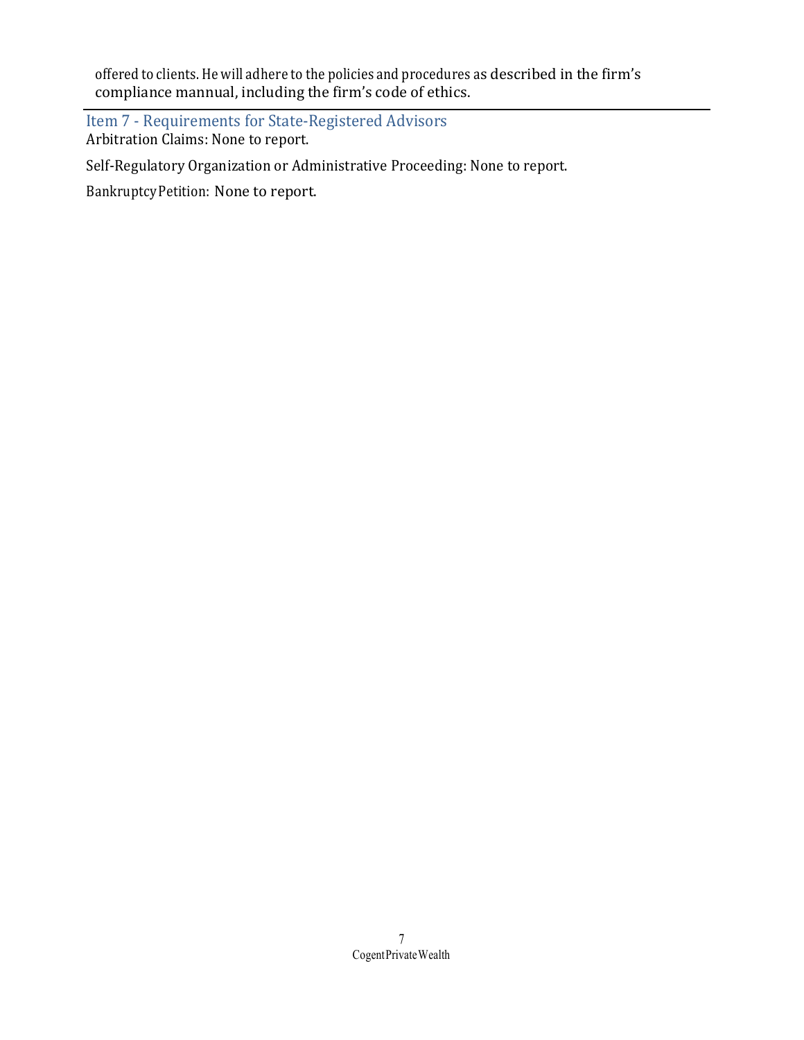offered to clients. He will adhere to the policies and procedures as described in the firm's compliance mannual, including the firm's code of ethics.

## Item 7 - Requirements for State-Registered Advisors

Arbitration Claims: None to report.

Self-Regulatory Organization or Administrative Proceeding: None to report.

Bankruptcy Petition: None to report.